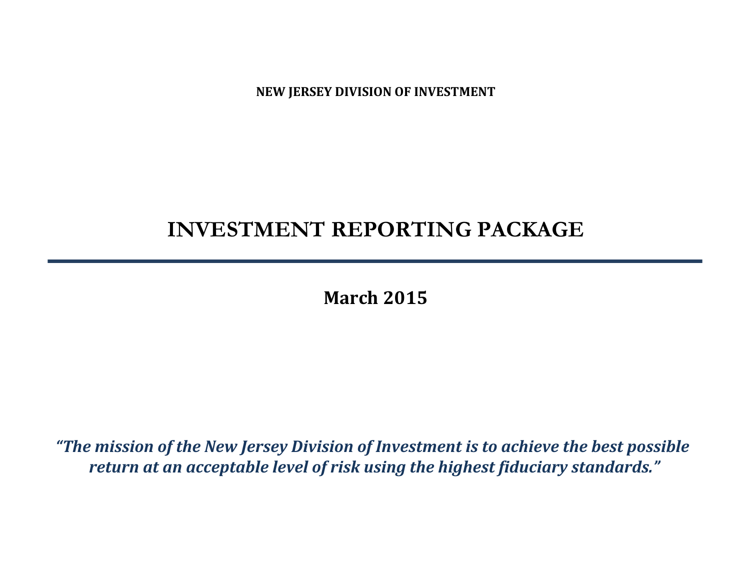**NEW JERSEY DIVISION OF INVESTMENT**

# INVESTMENT REPORTING PACKAGE

---

## March 2015

***"The mission of the New Jersey Division of Investment is to achieve the best possible return at an acceptable level of risk using the highest fiduciary standards."***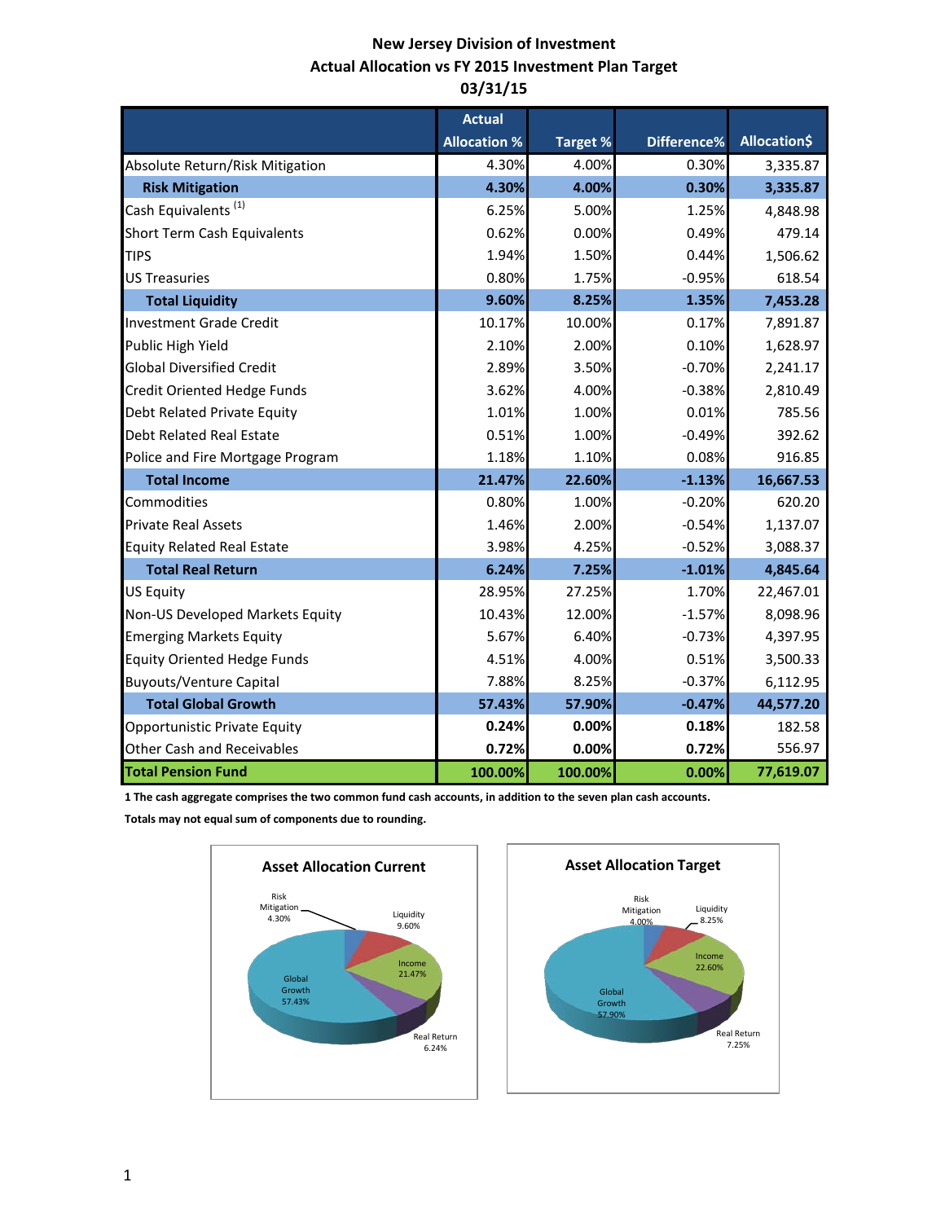# New Jersey Division of Investment
## Actual Allocation vs FY 2015 Investment Plan Target
## 03/31/15

| | Actual Allocation % | Target % | Difference% | Allocation$ |
|---|---|---|---|---|
| Absolute Return/Risk Mitigation | 4.30% | 4.00% | 0.30% | 3,335.87 |
| **Risk Mitigation** | **4.30%** | **4.00%** | **0.30%** | **3,335.87** |
| Cash Equivalents [1] | 6.25% | 5.00% | 1.25% | 4,848.98 |
| Short Term Cash Equivalents | 0.62% | 0.00% | 0.49% | 479.14 |
| TIPS | 1.94% | 1.50% | 0.44% | 1,506.62 |
| US Treasuries | 0.80% | 1.75% | -0.95% | 618.54 |
| **Total Liquidity** | **9.60%** | **8.25%** | **1.35%** | **7,453.28** |
| Investment Grade Credit | 10.17% | 10.00% | 0.17% | 7,891.87 |
| Public High Yield | 2.10% | 2.00% | 0.10% | 1,628.97 |
| Global Diversified Credit | 2.89% | 3.50% | -0.70% | 2,241.17 |
| Credit Oriented Hedge Funds | 3.62% | 4.00% | -0.38% | 2,810.49 |
| Debt Related Private Equity | 1.01% | 1.00% | 0.01% | 785.56 |
| Debt Related Real Estate | 0.51% | 1.00% | -0.49% | 392.62 |
| Police and Fire Mortgage Program | 1.18% | 1.10% | 0.08% | 916.85 |
| **Total Income** | **21.47%** | **22.60%** | **-1.13%** | **16,667.53** |
| Commodities | 0.80% | 1.00% | -0.20% | 620.20 |
| Private Real Assets | 1.46% | 2.00% | -0.54% | 1,137.07 |
| Equity Related Real Estate | 3.98% | 4.25% | -0.52% | 3,088.37 |
| **Total Real Return** | **6.24%** | **7.25%** | **-1.01%** | **4,845.64** |
| US Equity | 28.95% | 27.25% | 1.70% | 22,467.01 |
| Non-US Developed Markets Equity | 10.43% | 12.00% | -1.57% | 8,098.96 |
| Emerging Markets Equity | 5.67% | 6.40% | -0.73% | 4,397.95 |
| Equity Oriented Hedge Funds | 4.51% | 4.00% | 0.51% | 3,500.33 |
| Buyouts/Venture Capital | 7.88% | 8.25% | -0.37% | 6,112.95 |
| **Total Global Growth** | **57.43%** | **57.90%** | **-0.47%** | **44,577.20** |
| Opportunistic Private Equity | **0.24%** | **0.00%** | **0.18%** | 182.58 |
| Other Cash and Receivables | **0.72%** | **0.00%** | **0.72%** | 556.97 |
| **Total Pension Fund** | **100.00%** | **100.00%** | **0.00%** | **77,619.07** |

**1 The cash aggregate comprises the two common fund cash accounts, in addition to the seven plan cash accounts.**

**Totals may not equal sum of components due to rounding.**

**Asset Allocation Current**

Risk Mitigation 4.30%, Liquidity 9.60%, Income 21.47%, Real Return 6.24%, Global Growth 57.43%

**Asset Allocation Target**

Risk Mitigation 4.00%, Liquidity 8.25%, Income 22.60%, Real Return 7.25%, Global Growth 57.90%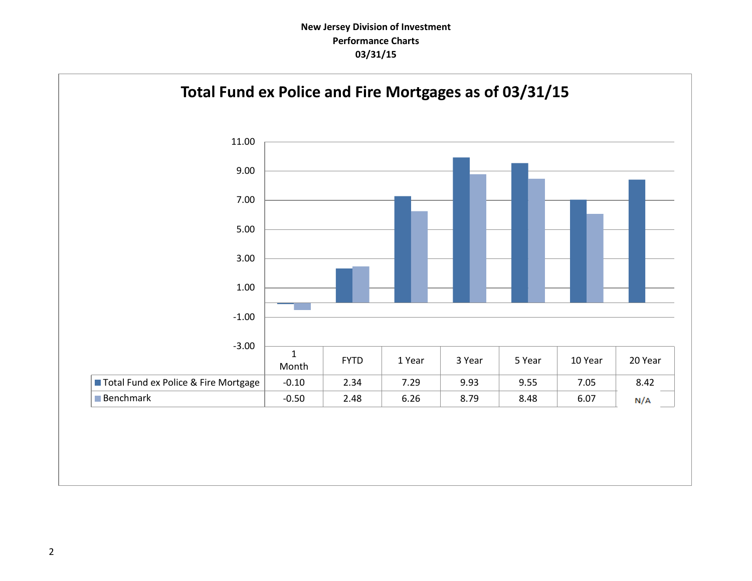**New Jersey Division of Investment**
**Performance Charts**
**03/31/15**

## Total Fund ex Police and Fire Mortgages as of 03/31/15

| | 1 Month | FYTD | 1 Year | 3 Year | 5 Year | 10 Year | 20 Year |
|---|---|---|---|---|---|---|---|
| Total Fund ex Police & Fire Mortgage | -0.10 | 2.34 | 7.29 | 9.93 | 9.55 | 7.05 | 8.42 |
| Benchmark | -0.50 | 2.48 | 6.26 | 8.79 | 8.48 | 6.07 | N/A |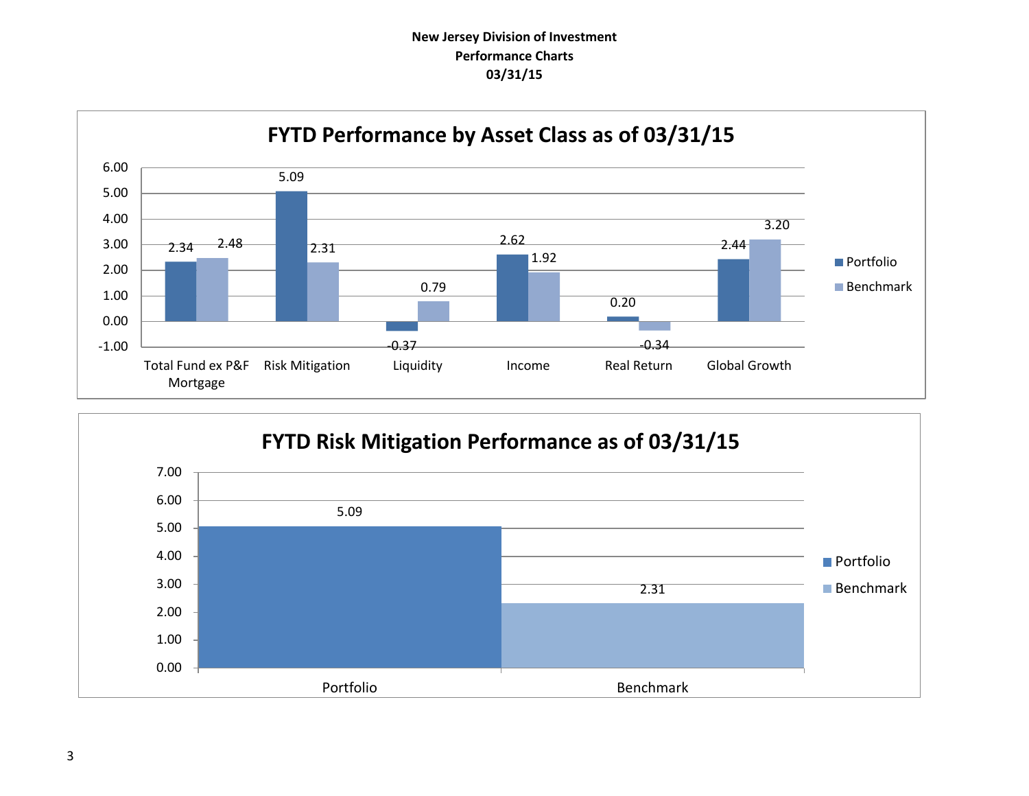**New Jersey Division of Investment**
**Performance Charts**
**03/31/15**

## FYTD Performance by Asset Class as of 03/31/15

| | Portfolio | Benchmark |
|---|---|---|
| Total Fund ex P&F Mortgage | 2.34 | 2.48 |
| Risk Mitigation | 5.09 | 2.31 |
| Liquidity | -0.37 | 0.79 |
| Income | 2.62 | 1.92 |
| Real Return | 0.20 | -0.34 |
| Global Growth | 2.44 | 3.20 |

## FYTD Risk Mitigation Performance as of 03/31/15

| | Value |
|---|---|
| Portfolio | 5.09 |
| Benchmark | 2.31 |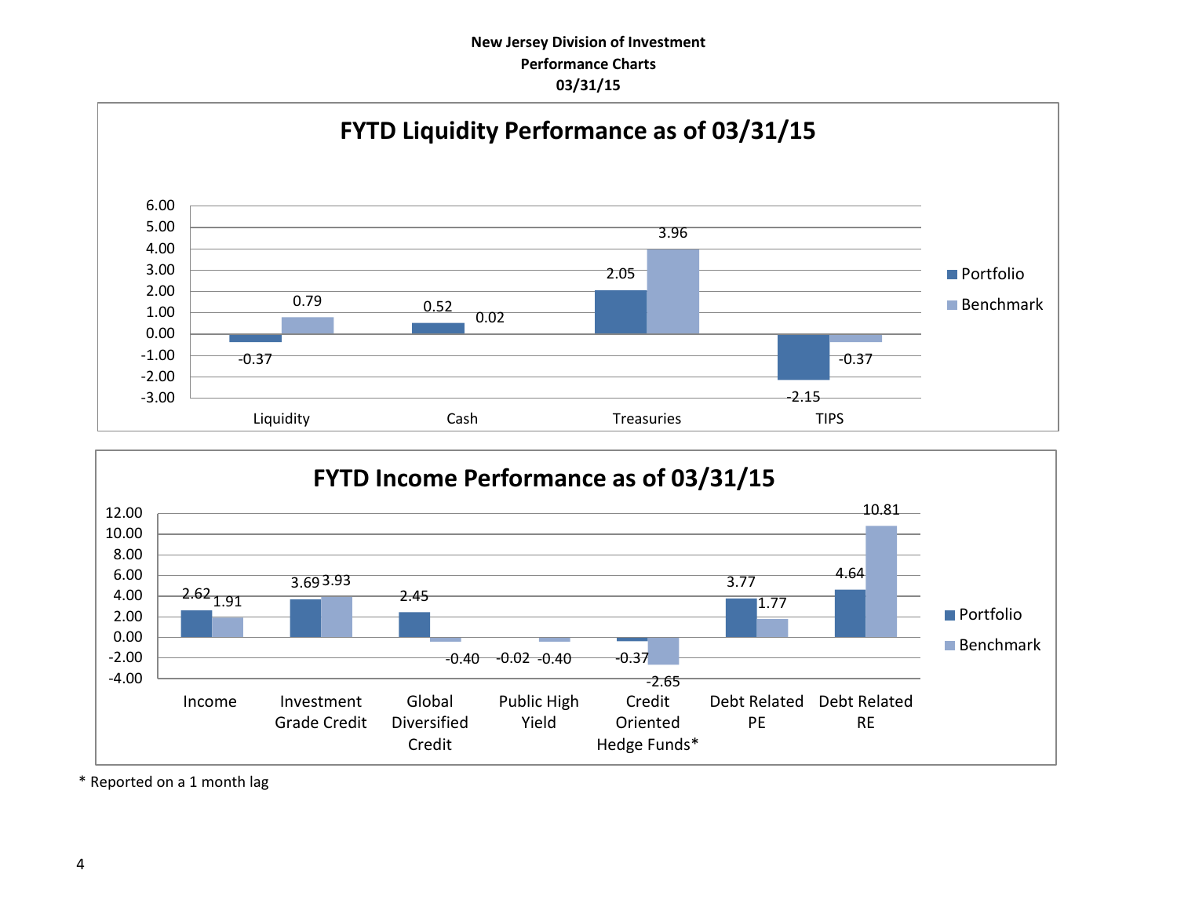**New Jersey Division of Investment**
**Performance Charts**
**03/31/15**

## FYTD Liquidity Performance as of 03/31/15

| | Portfolio | Benchmark |
|---|---|---|
| Liquidity | -0.37 | 0.79 |
| Cash | 0.52 | 0.02 |
| Treasuries | 2.05 | 3.96 |
| TIPS | -2.15 | -0.37 |

## FYTD Income Performance as of 03/31/15

| | Portfolio | Benchmark |
|---|---|---|
| Income | 2.62 | 1.91 |
| Investment Grade Credit | 3.69 | 3.93 |
| Global Diversified Credit | 2.45 | -0.40 |
| Public High Yield | -0.02 | -0.40 |
| Credit Oriented Hedge Funds* | -0.37 | -2.65 |
| Debt Related PE | 3.77 | 1.77 |
| Debt Related RE | 4.64 | 10.81 |

\* Reported on a 1 month lag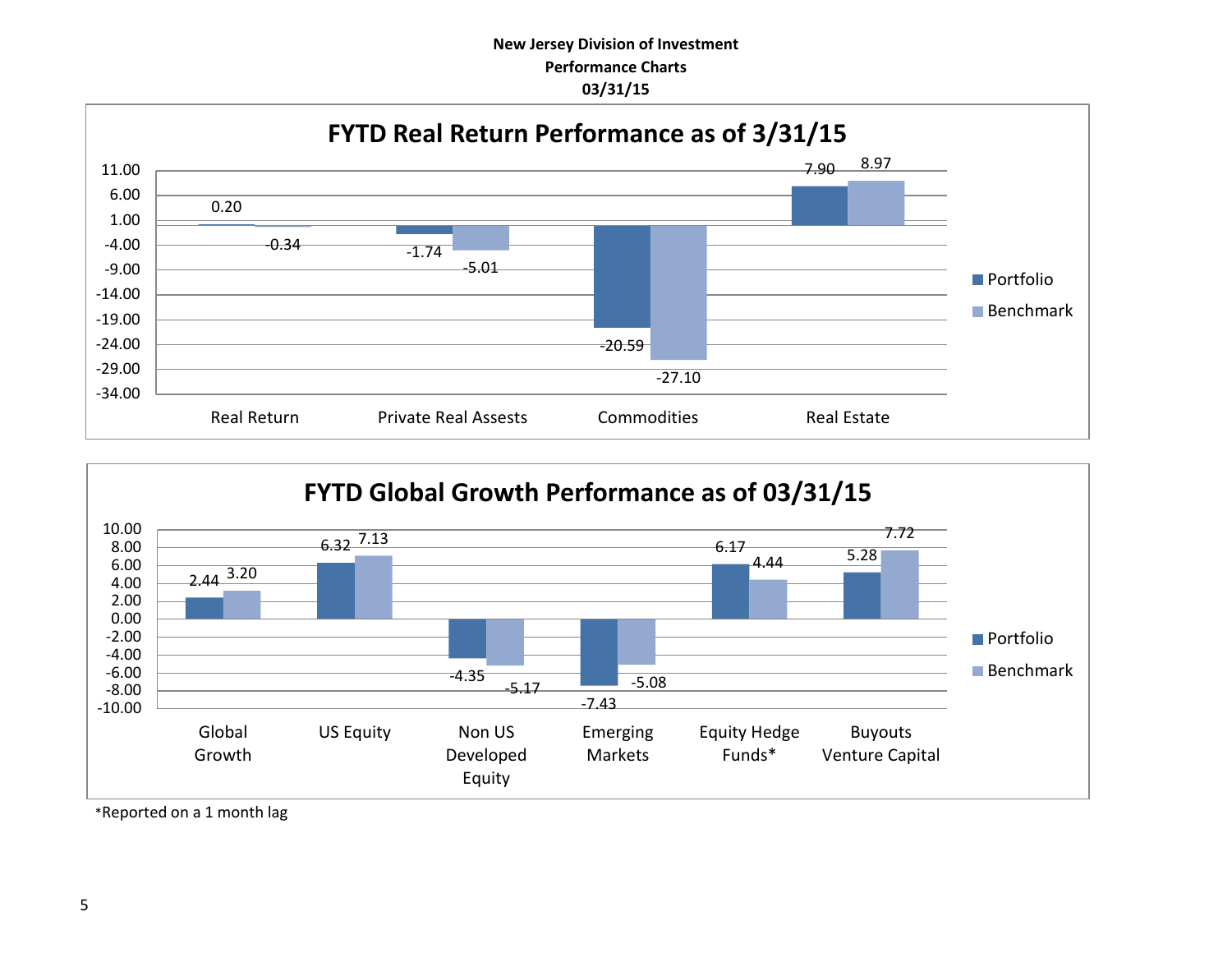**New Jersey Division of Investment**
**Performance Charts**
**03/31/15**

## FYTD Real Return Performance as of 3/31/15

| | Portfolio | Benchmark |
|---|---|---|
| Real Return | 0.20 | -0.34 |
| Private Real Assests | -1.74 | -5.01 |
| Commodities | -20.59 | -27.10 |
| Real Estate | 7.90 | 8.97 |

## FYTD Global Growth Performance as of 03/31/15

| | Portfolio | Benchmark |
|---|---|---|
| Global Growth | 2.44 | 3.20 |
| US Equity | 6.32 | 7.13 |
| Non US Developed Equity | -4.35 | -5.17 |
| Emerging Markets | -7.43 | -5.08 |
| Equity Hedge Funds* | 6.17 | 4.44 |
| Buyouts Venture Capital | 5.28 | 7.72 |

*Reported on a 1 month lag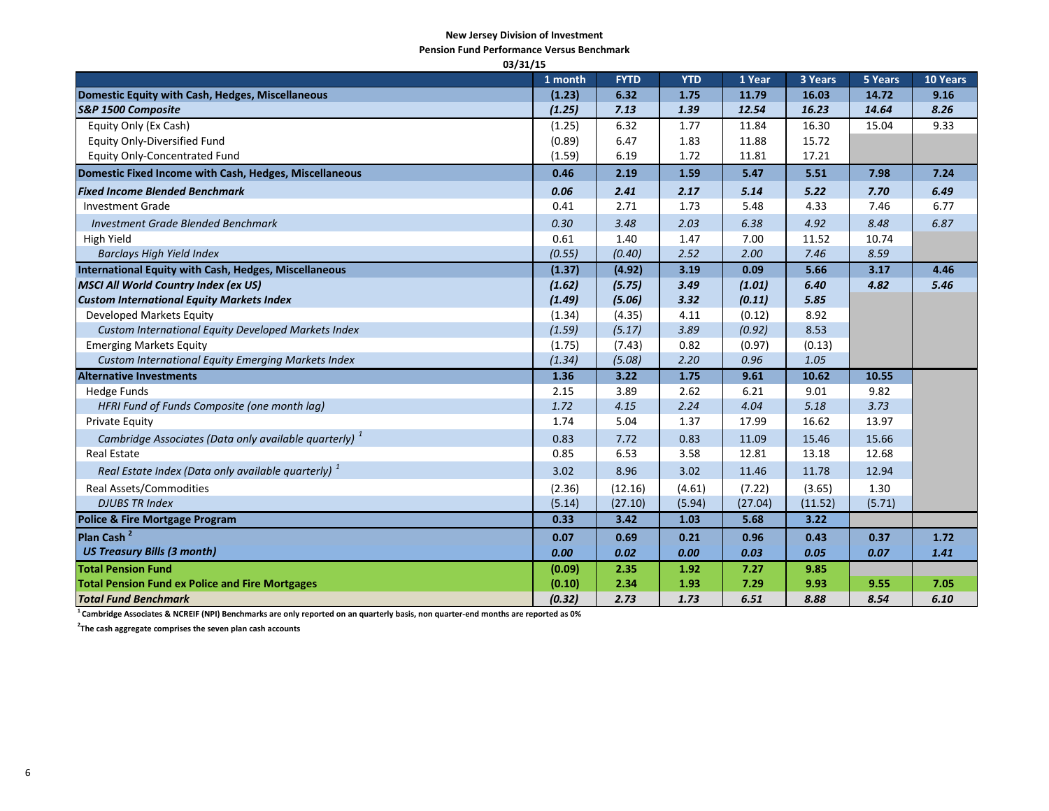**New Jersey Division of Investment**
**Pension Fund Performance Versus Benchmark**
**03/31/15**

| | 1 month | FYTD | YTD | 1 Year | 3 Years | 5 Years | 10 Years |
|---|---|---|---|---|---|---|---|
| **Domestic Equity with Cash, Hedges, Miscellaneous** | **(1.23)** | **6.32** | **1.75** | **11.79** | **16.03** | **14.72** | **9.16** |
| ***S&P 1500 Composite*** | ***(1.25)*** | ***7.13*** | ***1.39*** | ***12.54*** | ***16.23*** | ***14.64*** | ***8.26*** |
| Equity Only (Ex Cash) | (1.25) | 6.32 | 1.77 | 11.84 | 16.30 | 15.04 | 9.33 |
| Equity Only-Diversified Fund | (0.89) | 6.47 | 1.83 | 11.88 | 15.72 | | |
| Equity Only-Concentrated Fund | (1.59) | 6.19 | 1.72 | 11.81 | 17.21 | | |
| **Domestic Fixed Income with Cash, Hedges, Miscellaneous** | **0.46** | **2.19** | **1.59** | **5.47** | **5.51** | **7.98** | **7.24** |
| ***Fixed Income Blended Benchmark*** | ***0.06*** | ***2.41*** | ***2.17*** | ***5.14*** | ***5.22*** | ***7.70*** | ***6.49*** |
| Investment Grade | 0.41 | 2.71 | 1.73 | 5.48 | 4.33 | 7.46 | 6.77 |
| *Investment Grade Blended Benchmark* | *0.30* | *3.48* | *2.03* | *6.38* | *4.92* | *8.48* | *6.87* |
| High Yield | 0.61 | 1.40 | 1.47 | 7.00 | 11.52 | 10.74 | |
| *Barclays High Yield Index* | *(0.55)* | *(0.40)* | *2.52* | *2.00* | *7.46* | *8.59* | |
| **International Equity with Cash, Hedges, Miscellaneous** | **(1.37)** | **(4.92)** | **3.19** | **0.09** | **5.66** | **3.17** | **4.46** |
| ***MSCI All World Country Index (ex US)*** | ***(1.62)*** | ***(5.75)*** | ***3.49*** | ***(1.01)*** | ***6.40*** | ***4.82*** | ***5.46*** |
| ***Custom International Equity Markets Index*** | ***(1.49)*** | ***(5.06)*** | ***3.32*** | ***(0.11)*** | ***5.85*** | | |
| Developed Markets Equity | (1.34) | (4.35) | 4.11 | (0.12) | 8.92 | | |
| *Custom International Equity Developed Markets Index* | *(1.59)* | *(5.17)* | *3.89* | *(0.92)* | *8.53* | | |
| Emerging Markets Equity | (1.75) | (7.43) | 0.82 | (0.97) | (0.13) | | |
| *Custom International Equity Emerging Markets Index* | *(1.34)* | *(5.08)* | *2.20* | *0.96* | *1.05* | | |
| **Alternative Investments** | **1.36** | **3.22** | **1.75** | **9.61** | **10.62** | **10.55** | |
| Hedge Funds | 2.15 | 3.89 | 2.62 | 6.21 | 9.01 | 9.82 | |
| *HFRI Fund of Funds Composite (one month lag)* | *1.72* | *4.15* | *2.24* | *4.04* | *5.18* | *3.73* | |
| Private Equity | 1.74 | 5.04 | 1.37 | 17.99 | 16.62 | 13.97 | |
| *Cambridge Associates (Data only available quarterly)* [1] | 0.83 | 7.72 | 0.83 | 11.09 | 15.46 | 15.66 | |
| Real Estate | 0.85 | 6.53 | 3.58 | 12.81 | 13.18 | 12.68 | |
| *Real Estate Index (Data only available quarterly)* [1] | 3.02 | 8.96 | 3.02 | 11.46 | 11.78 | 12.94 | |
| Real Assets/Commodities | (2.36) | (12.16) | (4.61) | (7.22) | (3.65) | 1.30 | |
| *DJUBS TR Index* | (5.14) | (27.10) | (5.94) | (27.04) | (11.52) | (5.71) | |
| **Police & Fire Mortgage Program** | **0.33** | **3.42** | **1.03** | **5.68** | **3.22** | | |
| **Plan Cash** [2] | **0.07** | **0.69** | **0.21** | **0.96** | **0.43** | **0.37** | **1.72** |
| ***US Treasury Bills (3 month)*** | ***0.00*** | ***0.02*** | ***0.00*** | ***0.03*** | ***0.05*** | ***0.07*** | ***1.41*** |
| **Total Pension Fund** | **(0.09)** | **2.35** | **1.92** | **7.27** | **9.85** | | |
| **Total Pension Fund ex Police and Fire Mortgages** | **(0.10)** | **2.34** | **1.93** | **7.29** | **9.93** | **9.55** | **7.05** |
| ***Total Fund Benchmark*** | ***(0.32)*** | ***2.73*** | ***1.73*** | ***6.51*** | ***8.88*** | ***8.54*** | ***6.10*** |

[1] **Cambridge Associates & NCREIF (NPI) Benchmarks are only reported on a quarterly basis, non quarter-end months are reported as 0%**

[2] **The cash aggregate comprises the seven plan cash accounts**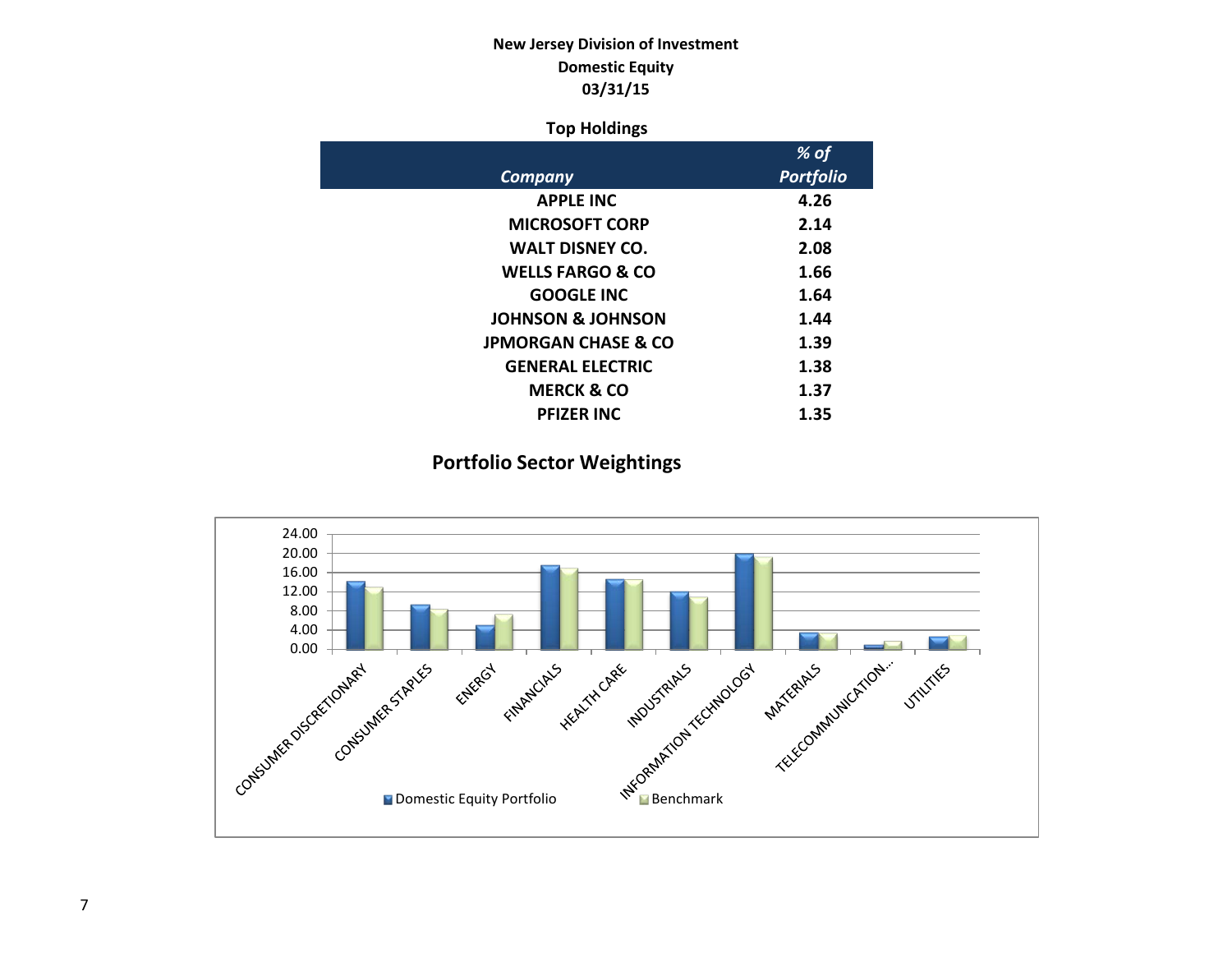**New Jersey Division of Investment**
**Domestic Equity**
**03/31/15**

### Top Holdings

| *Company* | *% of Portfolio* |
|---|---|
| APPLE INC | 4.26 |
| MICROSOFT CORP | 2.14 |
| WALT DISNEY CO. | 2.08 |
| WELLS FARGO & CO | 1.66 |
| GOOGLE INC | 1.64 |
| JOHNSON & JOHNSON | 1.44 |
| JPMORGAN CHASE & CO | 1.39 |
| GENERAL ELECTRIC | 1.38 |
| MERCK & CO | 1.37 |
| PFIZER INC | 1.35 |

## Portfolio Sector Weightings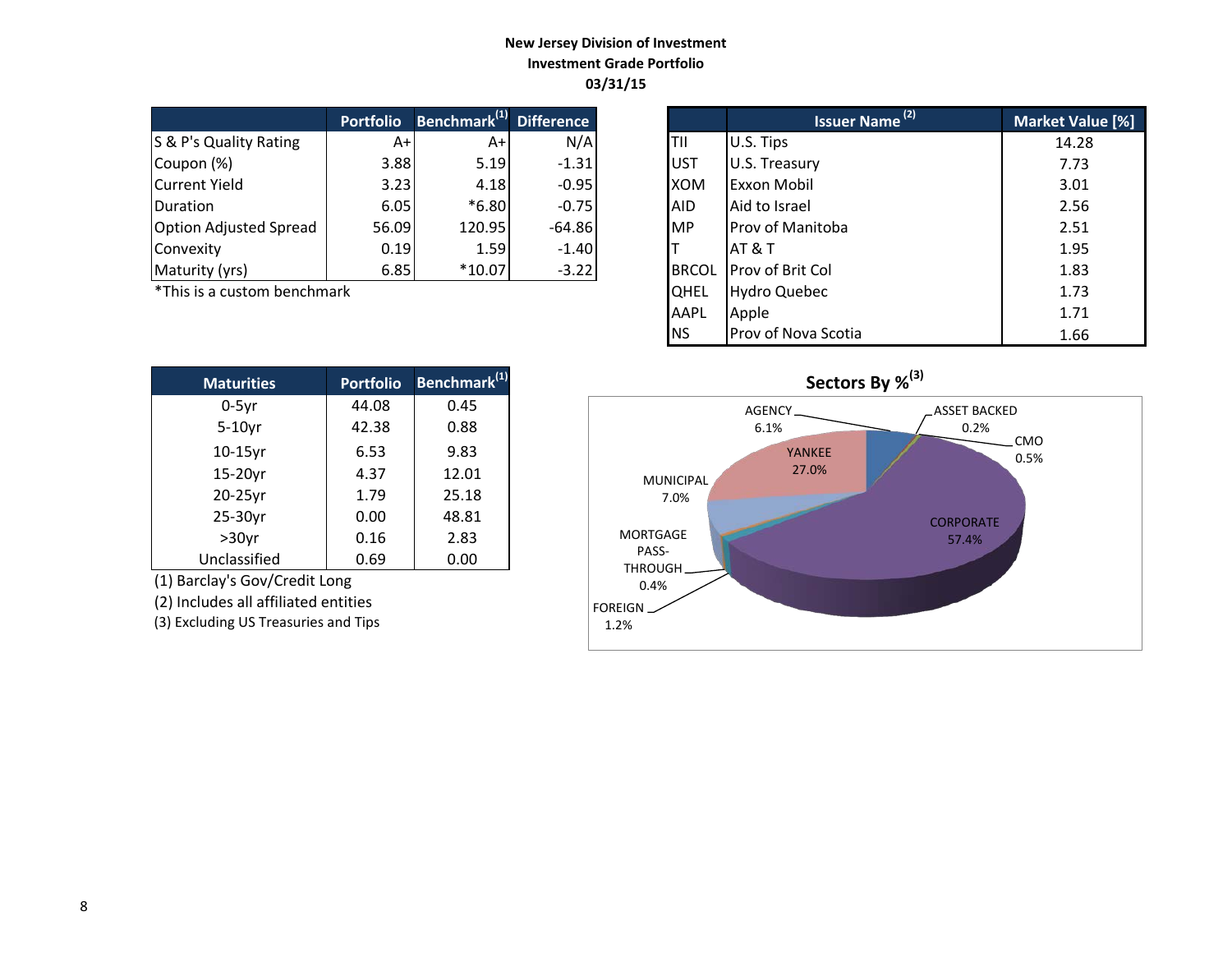**New Jersey Division of Investment**
**Investment Grade Portfolio**
**03/31/15**

| | Portfolio | Benchmark[1] | Difference |
|---|---|---|---|
| S & P's Quality Rating | A+ | A+ | N/A |
| Coupon (%) | 3.88 | 5.19 | -1.31 |
| Current Yield | 3.23 | 4.18 | -0.95 |
| Duration | 6.05 | *6.80 | -0.75 |
| Option Adjusted Spread | 56.09 | 120.95 | -64.86 |
| Convexity | 0.19 | 1.59 | -1.40 |
| Maturity (yrs) | 6.85 | *10.07 | -3.22 |

*This is a custom benchmark

| | Issuer Name[2] | Market Value [%] |
|---|---|---|
| TII | U.S. Tips | 14.28 |
| UST | U.S. Treasury | 7.73 |
| XOM | Exxon Mobil | 3.01 |
| AID | Aid to Israel | 2.56 |
| MP | Prov of Manitoba | 2.51 |
| T | AT & T | 1.95 |
| BRCOL | Prov of Brit Col | 1.83 |
| QHEL | Hydro Quebec | 1.73 |
| AAPL | Apple | 1.71 |
| NS | Prov of Nova Scotia | 1.66 |

| Maturities | Portfolio | Benchmark[1] |
|---|---|---|
| 0-5yr | 44.08 | 0.45 |
| 5-10yr | 42.38 | 0.88 |
| 10-15yr | 6.53 | 9.83 |
| 15-20yr | 4.37 | 12.01 |
| 20-25yr | 1.79 | 25.18 |
| 25-30yr | 0.00 | 48.81 |
| >30yr | 0.16 | 2.83 |
| Unclassified | 0.69 | 0.00 |

(1) Barclay's Gov/Credit Long

(2) Includes all affiliated entities

(3) Excluding US Treasuries and Tips

**Sectors By %[3]**

| Sector | % |
|---|---|
| AGENCY | 6.1% |
| ASSET BACKED | 0.2% |
| CMO | 0.5% |
| YANKEE | 27.0% |
| MUNICIPAL | 7.0% |
| CORPORATE | 57.4% |
| MORTGAGE PASS-THROUGH | 0.4% |
| FOREIGN | 1.2% |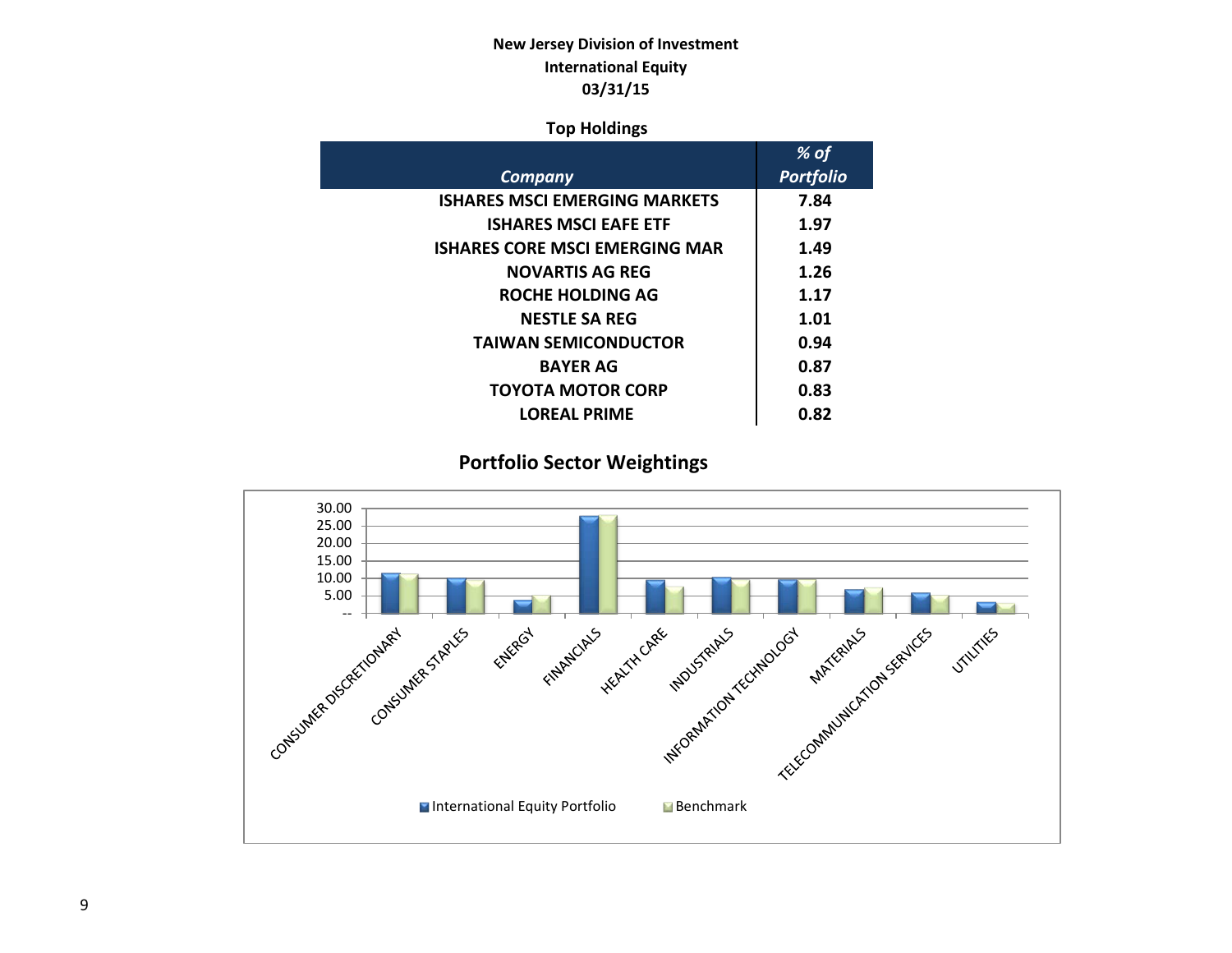**New Jersey Division of Investment**
**International Equity**
**03/31/15**

## Top Holdings

| *Company* | *% of Portfolio* |
|---|---|
| ISHARES MSCI EMERGING MARKETS | 7.84 |
| ISHARES MSCI EAFE ETF | 1.97 |
| ISHARES CORE MSCI EMERGING MAR | 1.49 |
| NOVARTIS AG REG | 1.26 |
| ROCHE HOLDING AG | 1.17 |
| NESTLE SA REG | 1.01 |
| TAIWAN SEMICONDUCTOR | 0.94 |
| BAYER AG | 0.87 |
| TOYOTA MOTOR CORP | 0.83 |
| LOREAL PRIME | 0.82 |

## Portfolio Sector Weightings

Y-axis: -- | 5.00 | 10.00 | 15.00 | 20.00 | 25.00 | 30.00

Sectors: CONSUMER DISCRETIONARY, CONSUMER STAPLES, ENERGY, FINANCIALS, HEALTH CARE, INDUSTRIALS, INFORMATION TECHNOLOGY, MATERIALS, TELECOMMUNICATION SERVICES, UTILITIES

Legend: International Equity Portfolio | Benchmark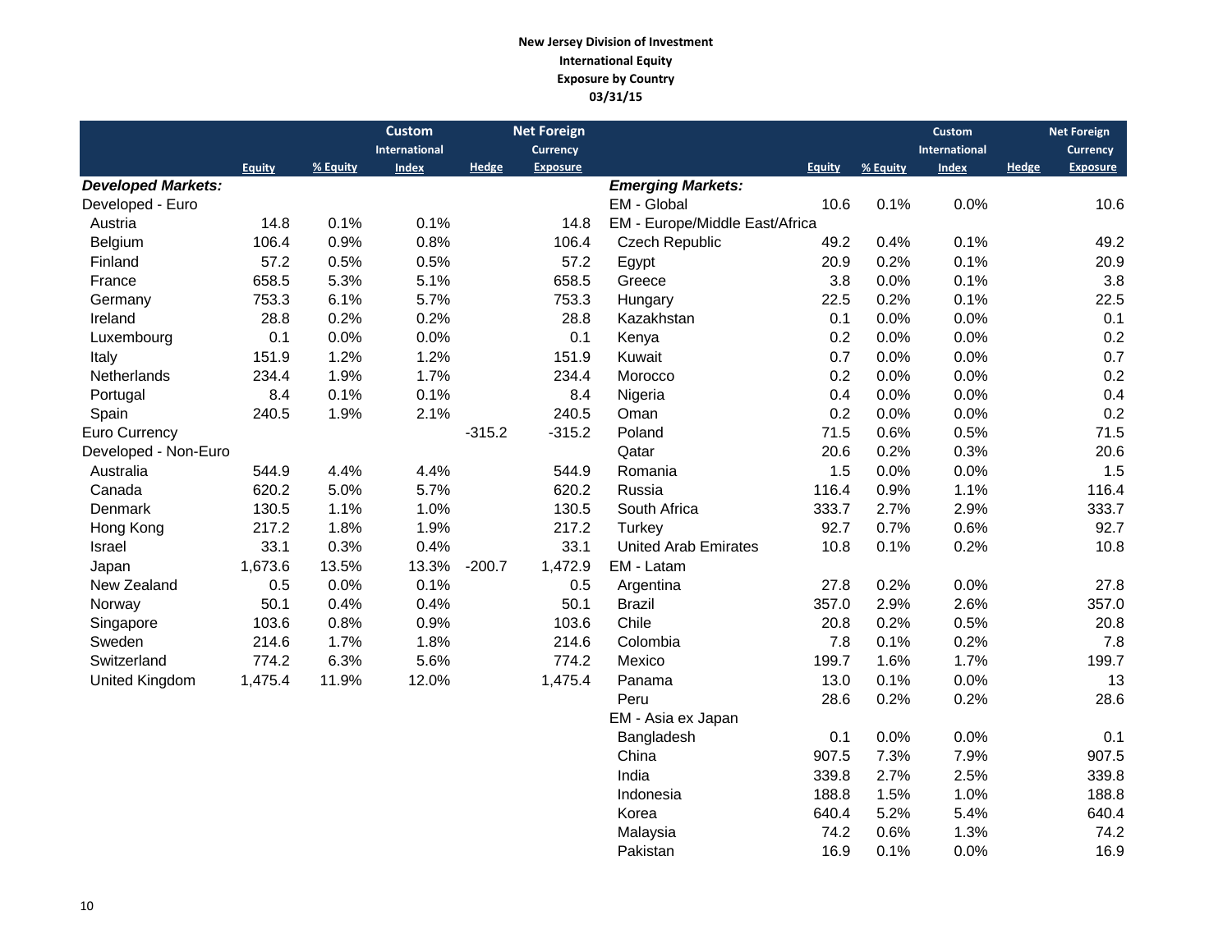**New Jersey Division of Investment**
**International Equity**
**Exposure by Country**
**03/31/15**

| | Equity | % Equity | Custom International Index | Hedge | Net Foreign Currency Exposure |
|---|---|---|---|---|---|
| ***Developed Markets:*** | | | | | |
| Developed - Euro | | | | | |
| Austria | 14.8 | 0.1% | 0.1% | | 14.8 |
| Belgium | 106.4 | 0.9% | 0.8% | | 106.4 |
| Finland | 57.2 | 0.5% | 0.5% | | 57.2 |
| France | 658.5 | 5.3% | 5.1% | | 658.5 |
| Germany | 753.3 | 6.1% | 5.7% | | 753.3 |
| Ireland | 28.8 | 0.2% | 0.2% | | 28.8 |
| Luxembourg | 0.1 | 0.0% | 0.0% | | 0.1 |
| Italy | 151.9 | 1.2% | 1.2% | | 151.9 |
| Netherlands | 234.4 | 1.9% | 1.7% | | 234.4 |
| Portugal | 8.4 | 0.1% | 0.1% | | 8.4 |
| Spain | 240.5 | 1.9% | 2.1% | | 240.5 |
| Euro Currency | | | | -315.2 | -315.2 |
| Developed - Non-Euro | | | | | |
| Australia | 544.9 | 4.4% | 4.4% | | 544.9 |
| Canada | 620.2 | 5.0% | 5.7% | | 620.2 |
| Denmark | 130.5 | 1.1% | 1.0% | | 130.5 |
| Hong Kong | 217.2 | 1.8% | 1.9% | | 217.2 |
| Israel | 33.1 | 0.3% | 0.4% | | 33.1 |
| Japan | 1,673.6 | 13.5% | 13.3% | -200.7 | 1,472.9 |
| New Zealand | 0.5 | 0.0% | 0.1% | | 0.5 |
| Norway | 50.1 | 0.4% | 0.4% | | 50.1 |
| Singapore | 103.6 | 0.8% | 0.9% | | 103.6 |
| Sweden | 214.6 | 1.7% | 1.8% | | 214.6 |
| Switzerland | 774.2 | 6.3% | 5.6% | | 774.2 |
| United Kingdom | 1,475.4 | 11.9% | 12.0% | | 1,475.4 |

| | Equity | % Equity | Custom International Index | Hedge | Net Foreign Currency Exposure |
|---|---|---|---|---|---|
| ***Emerging Markets:*** | | | | | |
| EM - Global | 10.6 | 0.1% | 0.0% | | 10.6 |
| EM - Europe/Middle East/Africa | | | | | |
| Czech Republic | 49.2 | 0.4% | 0.1% | | 49.2 |
| Egypt | 20.9 | 0.2% | 0.1% | | 20.9 |
| Greece | 3.8 | 0.0% | 0.1% | | 3.8 |
| Hungary | 22.5 | 0.2% | 0.1% | | 22.5 |
| Kazakhstan | 0.1 | 0.0% | 0.0% | | 0.1 |
| Kenya | 0.2 | 0.0% | 0.0% | | 0.2 |
| Kuwait | 0.7 | 0.0% | 0.0% | | 0.7 |
| Morocco | 0.2 | 0.0% | 0.0% | | 0.2 |
| Nigeria | 0.4 | 0.0% | 0.0% | | 0.4 |
| Oman | 0.2 | 0.0% | 0.0% | | 0.2 |
| Poland | 71.5 | 0.6% | 0.5% | | 71.5 |
| Qatar | 20.6 | 0.2% | 0.3% | | 20.6 |
| Romania | 1.5 | 0.0% | 0.0% | | 1.5 |
| Russia | 116.4 | 0.9% | 1.1% | | 116.4 |
| South Africa | 333.7 | 2.7% | 2.9% | | 333.7 |
| Turkey | 92.7 | 0.7% | 0.6% | | 92.7 |
| United Arab Emirates | 10.8 | 0.1% | 0.2% | | 10.8 |
| EM - Latam | | | | | |
| Argentina | 27.8 | 0.2% | 0.0% | | 27.8 |
| Brazil | 357.0 | 2.9% | 2.6% | | 357.0 |
| Chile | 20.8 | 0.2% | 0.5% | | 20.8 |
| Colombia | 7.8 | 0.1% | 0.2% | | 7.8 |
| Mexico | 199.7 | 1.6% | 1.7% | | 199.7 |
| Panama | 13.0 | 0.1% | 0.0% | | 13 |
| Peru | 28.6 | 0.2% | 0.2% | | 28.6 |
| EM - Asia ex Japan | | | | | |
| Bangladesh | 0.1 | 0.0% | 0.0% | | 0.1 |
| China | 907.5 | 7.3% | 7.9% | | 907.5 |
| India | 339.8 | 2.7% | 2.5% | | 339.8 |
| Indonesia | 188.8 | 1.5% | 1.0% | | 188.8 |
| Korea | 640.4 | 5.2% | 5.4% | | 640.4 |
| Malaysia | 74.2 | 0.6% | 1.3% | | 74.2 |
| Pakistan | 16.9 | 0.1% | 0.0% | | 16.9 |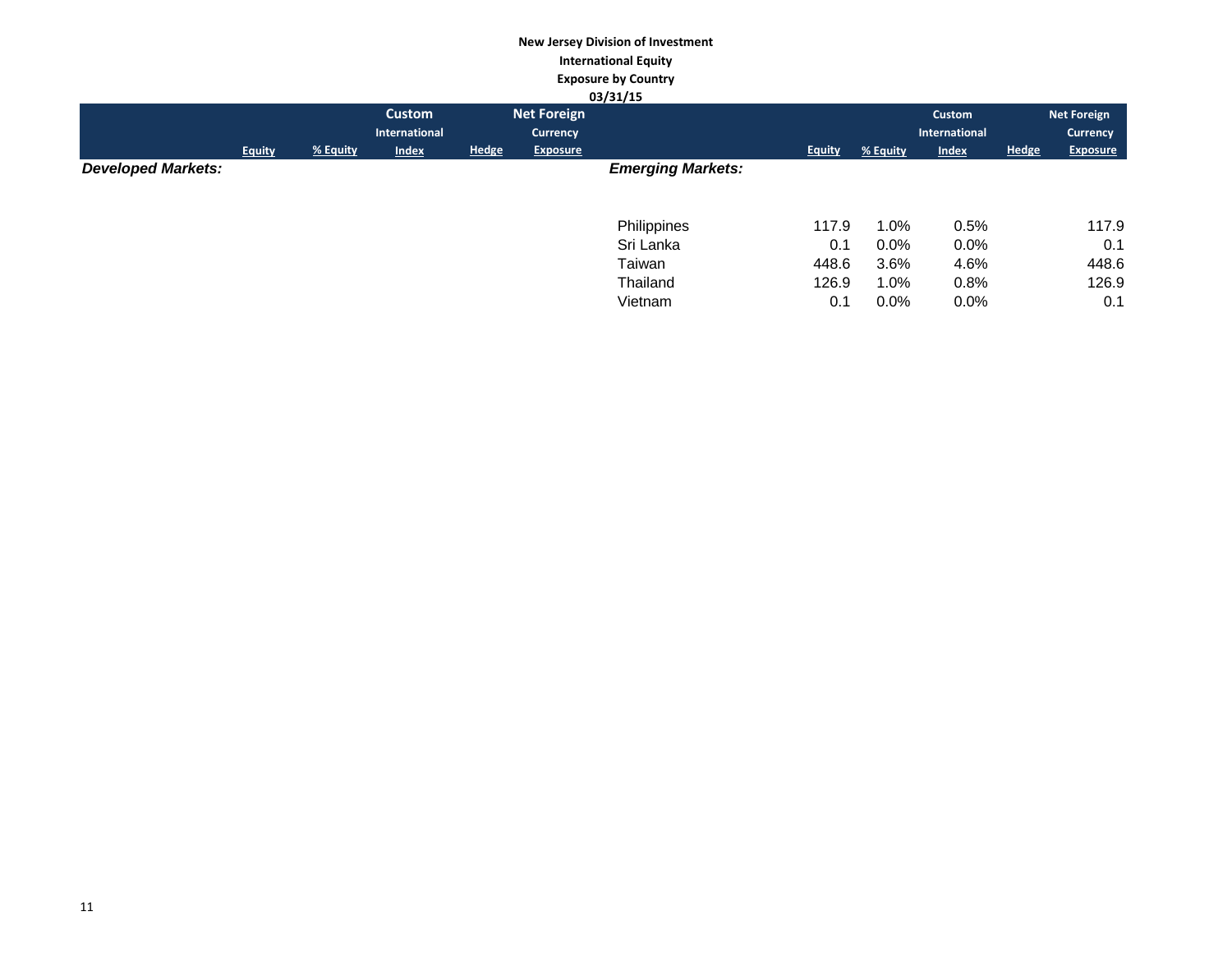**New Jersey Division of Investment**
**International Equity**
**Exposure by Country**
**03/31/15**

| | Equity | % Equity | Custom International Index | Hedge | Net Foreign Currency Exposure |
|---|---|---|---|---|---|
| ***Developed Markets:*** | | | | | |

| | Equity | % Equity | Custom International Index | Hedge | Net Foreign Currency Exposure |
|---|---|---|---|---|---|
| ***Emerging Markets:*** | | | | | |
| Philippines | 117.9 | 1.0% | 0.5% | | 117.9 |
| Sri Lanka | 0.1 | 0.0% | 0.0% | | 0.1 |
| Taiwan | 448.6 | 3.6% | 4.6% | | 448.6 |
| Thailand | 126.9 | 1.0% | 0.8% | | 126.9 |
| Vietnam | 0.1 | 0.0% | 0.0% | | 0.1 |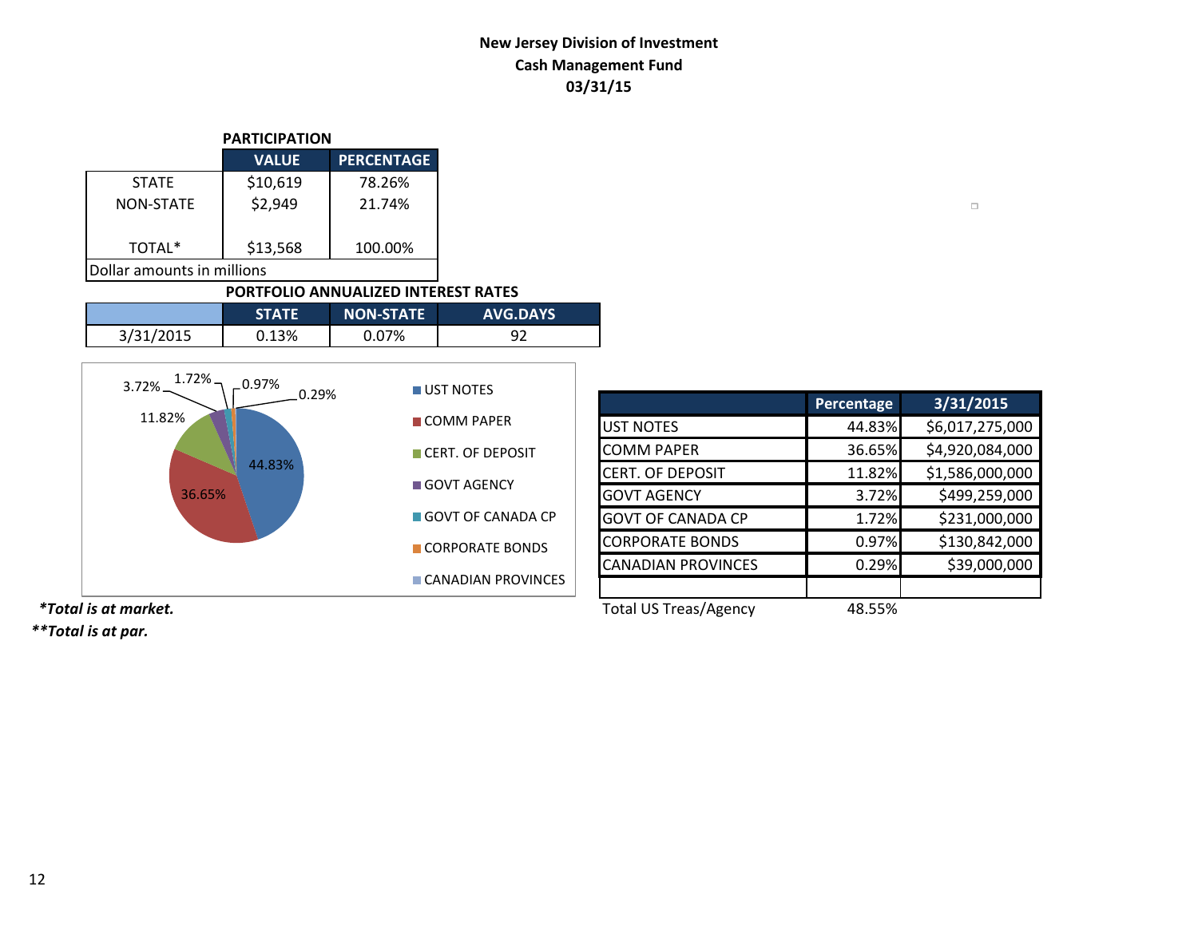# New Jersey Division of Investment
## Cash Management Fund
## 03/31/15

**PARTICIPATION**

| | VALUE | PERCENTAGE |
|---|---|---|
| STATE | $10,619 | 78.26% |
| NON-STATE | $2,949 | 21.74% |
| TOTAL* | $13,568 | 100.00% |

Dollar amounts in millions

**PORTFOLIO ANNUALIZED INTEREST RATES**

| | STATE | NON-STATE | AVG.DAYS |
|---|---|---|---|
| 3/31/2015 | 0.13% | 0.07% | 92 |

| | Percentage | 3/31/2015 |
|---|---|---|
| UST NOTES | 44.83% | $6,017,275,000 |
| COMM PAPER | 36.65% | $4,920,084,000 |
| CERT. OF DEPOSIT | 11.82% | $1,586,000,000 |
| GOVT AGENCY | 3.72% | $499,259,000 |
| GOVT OF CANADA CP | 1.72% | $231,000,000 |
| CORPORATE BONDS | 0.97% | $130,842,000 |
| CANADIAN PROVINCES | 0.29% | $39,000,000 |
| | | |

Total US Treas/Agency 48.55%

***Total is at market.***

*****Total is at par.***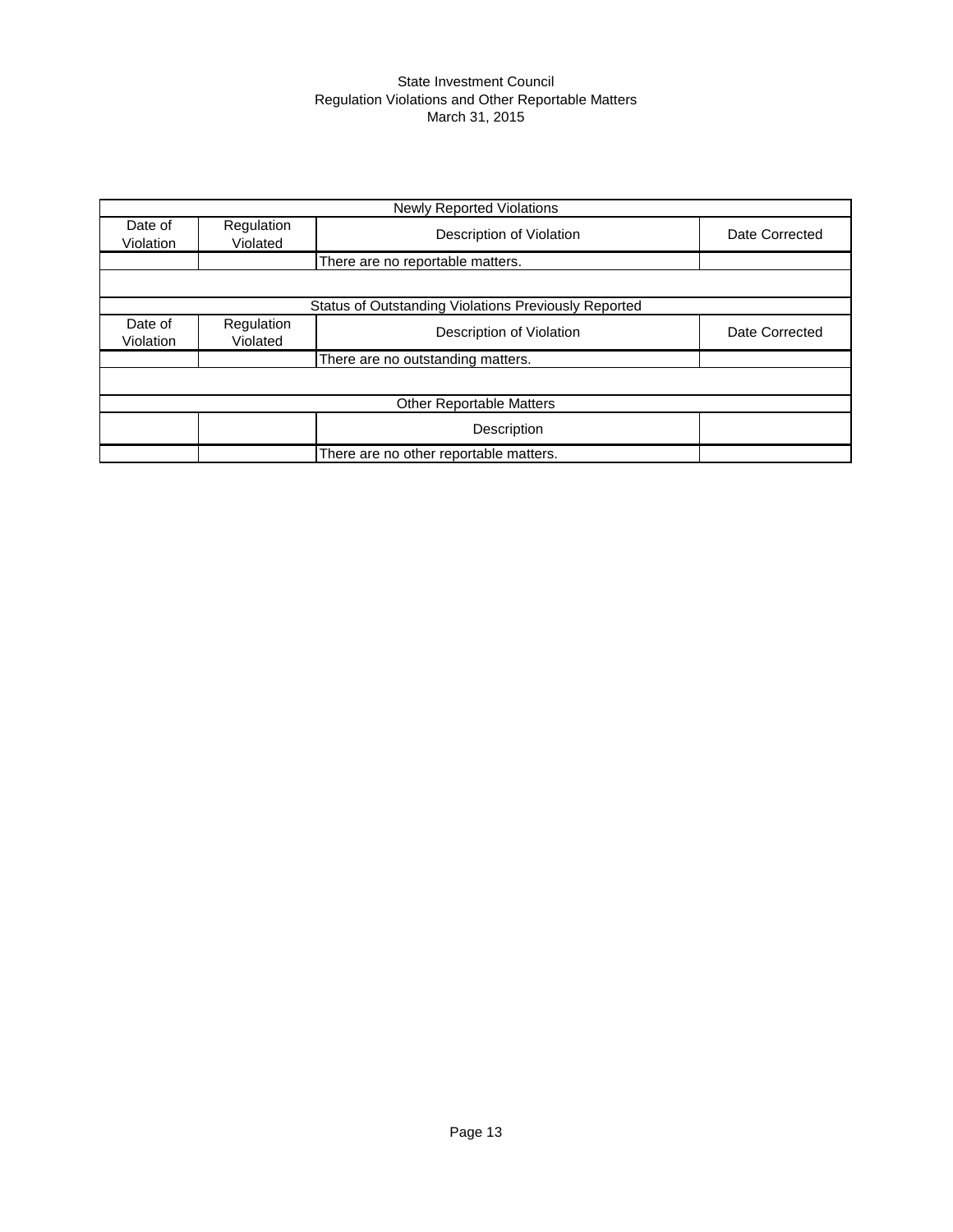State Investment Council
Regulation Violations and Other Reportable Matters
March 31, 2015

| Newly Reported Violations | | | |
|---|---|---|---|
| Date of Violation | Regulation Violated | Description of Violation | Date Corrected |
| | | There are no reportable matters. | |
| | | | |
| Status of Outstanding Violations Previously Reported | | | |
| Date of Violation | Regulation Violated | Description of Violation | Date Corrected |
| | | There are no outstanding matters. | |
| | | | |
| Other Reportable Matters | | | |
| | | Description | |
| | | There are no other reportable matters. | |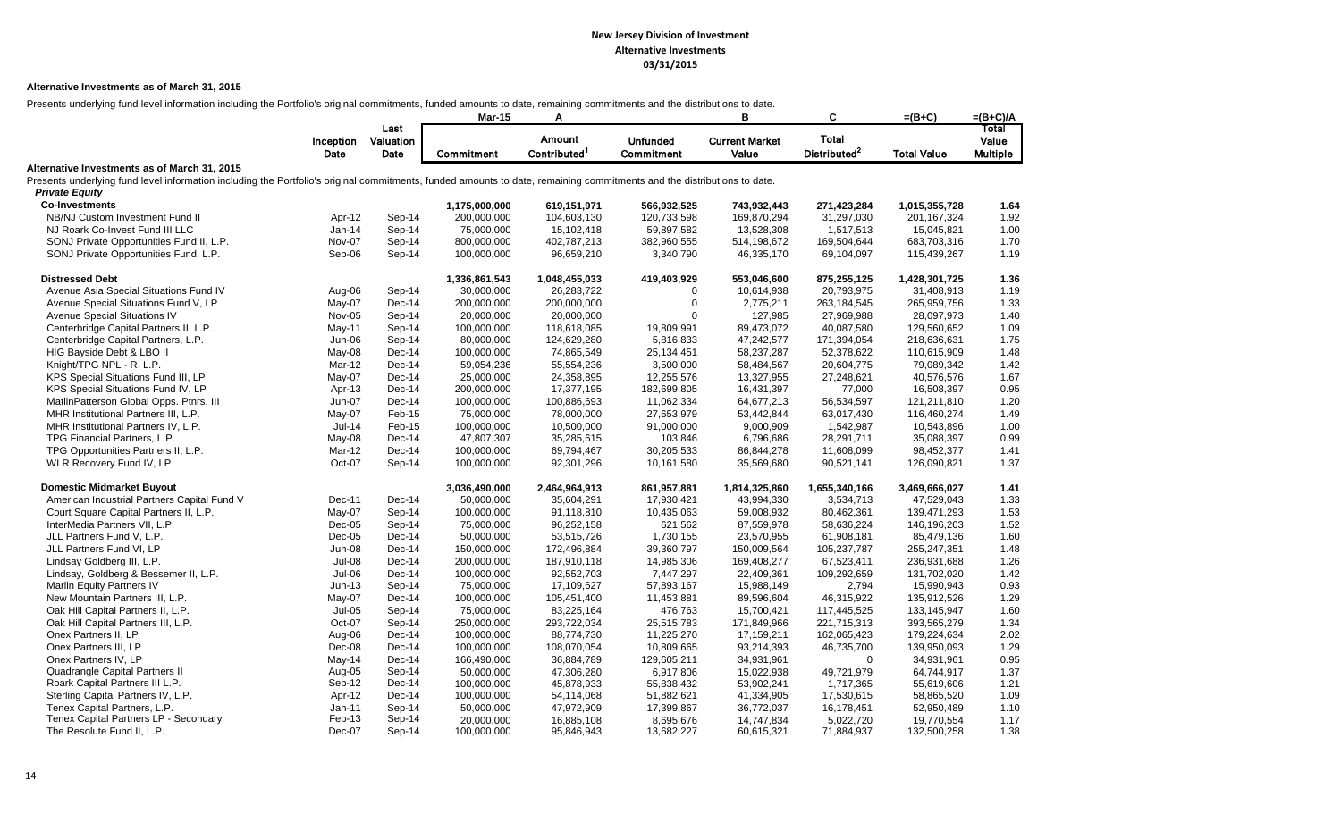# New Jersey Division of Investment
## Alternative Investments
### 03/31/2015

**Alternative Investments as of March 31, 2015**

Presents underlying fund level information including the Portfolio's original commitments, funded amounts to date, remaining commitments and the distributions to date.

| | Inception Date | Last Valuation Date | Mar-15 Commitment | A Amount Contributed[1] | Unfunded Commitment | B Current Market Value | C Total Distributed[2] | =(B+C) Total Value | =(B+C)/A Total Value Multiple |
|---|---|---|---|---|---|---|---|---|---|
| **Alternative Investments as of March 31, 2015** | | | | | | | | | |
| Presents underlying fund level information including the Portfolio's original commitments, funded amounts to date, remaining commitments and the distributions to date. | | | | | | | | | |
| ***Private Equity*** | | | | | | | | | |
| **Co-Investments** | | | 1,175,000,000 | 619,151,971 | 566,932,525 | 743,932,443 | 271,423,284 | 1,015,355,728 | 1.64 |
| NB/NJ Custom Investment Fund II | Apr-12 | Sep-14 | 200,000,000 | 104,603,130 | 120,733,598 | 169,870,294 | 31,297,030 | 201,167,324 | 1.92 |
| NJ Roark Co-Invest Fund III LLC | Jan-14 | Sep-14 | 75,000,000 | 15,102,418 | 59,897,582 | 13,528,308 | 1,517,513 | 15,045,821 | 1.00 |
| SONJ Private Opportunities Fund II, L.P. | Nov-07 | Sep-14 | 800,000,000 | 402,787,213 | 382,960,555 | 514,198,672 | 169,504,644 | 683,703,316 | 1.70 |
| SONJ Private Opportunities Fund, L.P. | Sep-06 | Sep-14 | 100,000,000 | 96,659,210 | 3,340,790 | 46,335,170 | 69,104,097 | 115,439,267 | 1.19 |
| **Distressed Debt** | | | 1,336,861,543 | 1,048,455,033 | 419,403,929 | 553,046,600 | 875,255,125 | 1,428,301,725 | 1.36 |
| Avenue Asia Special Situations Fund IV | Aug-06 | Sep-14 | 30,000,000 | 26,283,722 | 0 | 10,614,938 | 20,793,975 | 31,408,913 | 1.19 |
| Avenue Special Situations Fund V, LP | May-07 | Dec-14 | 200,000,000 | 200,000,000 | 0 | 2,775,211 | 263,184,545 | 265,959,756 | 1.33 |
| Avenue Special Situations IV | Nov-05 | Sep-14 | 20,000,000 | 20,000,000 | 0 | 127,985 | 27,969,988 | 28,097,973 | 1.40 |
| Centerbridge Capital Partners II, L.P. | May-11 | Sep-14 | 100,000,000 | 118,618,085 | 19,809,991 | 89,473,072 | 40,087,580 | 129,560,652 | 1.09 |
| Centerbridge Capital Partners, L.P. | Jun-06 | Sep-14 | 80,000,000 | 124,629,280 | 5,816,833 | 47,242,577 | 171,394,054 | 218,636,631 | 1.75 |
| HIG Bayside Debt & LBO II | May-08 | Dec-14 | 100,000,000 | 74,865,549 | 25,134,451 | 58,237,287 | 52,378,622 | 110,615,909 | 1.48 |
| Knight/TPG NPL - R, L.P. | Mar-12 | Dec-14 | 59,054,236 | 55,554,236 | 3,500,000 | 58,484,567 | 20,604,775 | 79,089,342 | 1.42 |
| KPS Special Situations Fund III, LP | May-07 | Dec-14 | 25,000,000 | 24,358,895 | 12,255,576 | 13,327,955 | 27,248,621 | 40,576,576 | 1.67 |
| KPS Special Situations Fund IV, LP | Apr-13 | Dec-14 | 200,000,000 | 17,377,195 | 182,699,805 | 16,431,397 | 77,000 | 16,508,397 | 0.95 |
| MatlinPatterson Global Opps. Ptnrs. III | Jun-07 | Dec-14 | 100,000,000 | 100,886,693 | 11,062,334 | 64,677,213 | 56,534,597 | 121,211,810 | 1.20 |
| MHR Institutional Partners III, L.P. | May-07 | Feb-15 | 75,000,000 | 78,000,000 | 27,653,979 | 53,442,844 | 63,017,430 | 116,460,274 | 1.49 |
| MHR Institutional Partners IV, L.P. | Jul-14 | Feb-15 | 100,000,000 | 10,500,000 | 91,000,000 | 9,000,909 | 1,542,987 | 10,543,896 | 1.00 |
| TPG Financial Partners, L.P. | May-08 | Dec-14 | 47,807,307 | 35,285,615 | 103,846 | 6,796,686 | 28,291,711 | 35,088,397 | 0.99 |
| TPG Opportunities Partners II, L.P. | Mar-12 | Dec-14 | 100,000,000 | 69,794,467 | 30,205,533 | 86,844,278 | 11,608,099 | 98,452,377 | 1.41 |
| WLR Recovery Fund IV, LP | Oct-07 | Sep-14 | 100,000,000 | 92,301,296 | 10,161,580 | 35,569,680 | 90,521,141 | 126,090,821 | 1.37 |
| **Domestic Midmarket Buyout** | | | 3,036,490,000 | 2,464,964,913 | 861,957,881 | 1,814,325,860 | 1,655,340,166 | 3,469,666,027 | 1.41 |
| American Industrial Partners Capital Fund V | Dec-11 | Dec-14 | 50,000,000 | 35,604,291 | 17,930,421 | 43,994,330 | 3,534,713 | 47,529,043 | 1.33 |
| Court Square Capital Partners II, L.P. | May-07 | Sep-14 | 100,000,000 | 91,118,810 | 10,435,063 | 59,008,932 | 80,462,361 | 139,471,293 | 1.53 |
| InterMedia Partners VII, L.P. | Dec-05 | Sep-14 | 75,000,000 | 96,252,158 | 621,562 | 87,559,978 | 58,636,224 | 146,196,203 | 1.52 |
| JLL Partners Fund V, L.P. | Dec-05 | Dec-14 | 50,000,000 | 53,515,726 | 1,730,155 | 23,570,955 | 61,908,181 | 85,479,136 | 1.60 |
| JLL Partners Fund VI, LP | Jun-08 | Dec-14 | 150,000,000 | 172,496,884 | 39,360,797 | 150,009,564 | 105,237,787 | 255,247,351 | 1.48 |
| Lindsay Goldberg III, L.P. | Jul-08 | Dec-14 | 200,000,000 | 187,910,118 | 14,985,306 | 169,408,277 | 67,523,411 | 236,931,688 | 1.26 |
| Lindsay, Goldberg & Bessemer II, L.P. | Jul-06 | Dec-14 | 100,000,000 | 92,552,703 | 7,447,297 | 22,409,361 | 109,292,659 | 131,702,020 | 1.42 |
| Marlin Equity Partners IV | Jun-13 | Sep-14 | 75,000,000 | 17,109,627 | 57,893,167 | 15,988,149 | 2,794 | 15,990,943 | 0.93 |
| New Mountain Partners III, L.P. | May-07 | Dec-14 | 100,000,000 | 105,451,400 | 11,453,881 | 89,596,604 | 46,315,922 | 135,912,526 | 1.29 |
| Oak Hill Capital Partners II, L.P. | Jul-05 | Sep-14 | 75,000,000 | 83,225,164 | 476,763 | 15,700,421 | 117,445,525 | 133,145,947 | 1.60 |
| Oak Hill Capital Partners III, L.P. | Oct-07 | Sep-14 | 250,000,000 | 293,722,034 | 25,515,783 | 171,849,966 | 221,715,313 | 393,565,279 | 1.34 |
| Onex Partners II, LP | Aug-06 | Dec-14 | 100,000,000 | 88,774,730 | 11,225,270 | 17,159,211 | 162,065,423 | 179,224,634 | 2.02 |
| Onex Partners III, LP | Dec-08 | Dec-14 | 100,000,000 | 108,070,054 | 10,809,665 | 93,214,393 | 46,735,700 | 139,950,093 | 1.29 |
| Onex Partners IV, LP | May-14 | Dec-14 | 166,490,000 | 36,884,789 | 129,605,211 | 34,931,961 | 0 | 34,931,961 | 0.95 |
| Quadrangle Capital Partners II | Aug-05 | Sep-14 | 50,000,000 | 47,306,280 | 6,917,806 | 15,022,938 | 49,721,979 | 64,744,917 | 1.37 |
| Roark Capital Partners III L.P. | Sep-12 | Dec-14 | 100,000,000 | 45,878,933 | 55,838,432 | 53,902,241 | 1,717,365 | 55,619,606 | 1.21 |
| Sterling Capital Partners IV, L.P. | Apr-12 | Dec-14 | 100,000,000 | 54,114,068 | 51,882,621 | 41,334,905 | 17,530,615 | 58,865,520 | 1.09 |
| Tenex Capital Partners, L.P. | Jan-11 | Sep-14 | 50,000,000 | 47,972,909 | 17,399,867 | 36,772,037 | 16,178,451 | 52,950,489 | 1.10 |
| Tenex Capital Partners LP - Secondary | Feb-13 | Sep-14 | 20,000,000 | 16,885,108 | 8,695,676 | 14,747,834 | 5,022,720 | 19,770,554 | 1.17 |
| The Resolute Fund II, L.P. | Dec-07 | Sep-14 | 100,000,000 | 95,846,943 | 13,682,227 | 60,615,321 | 71,884,937 | 132,500,258 | 1.38 |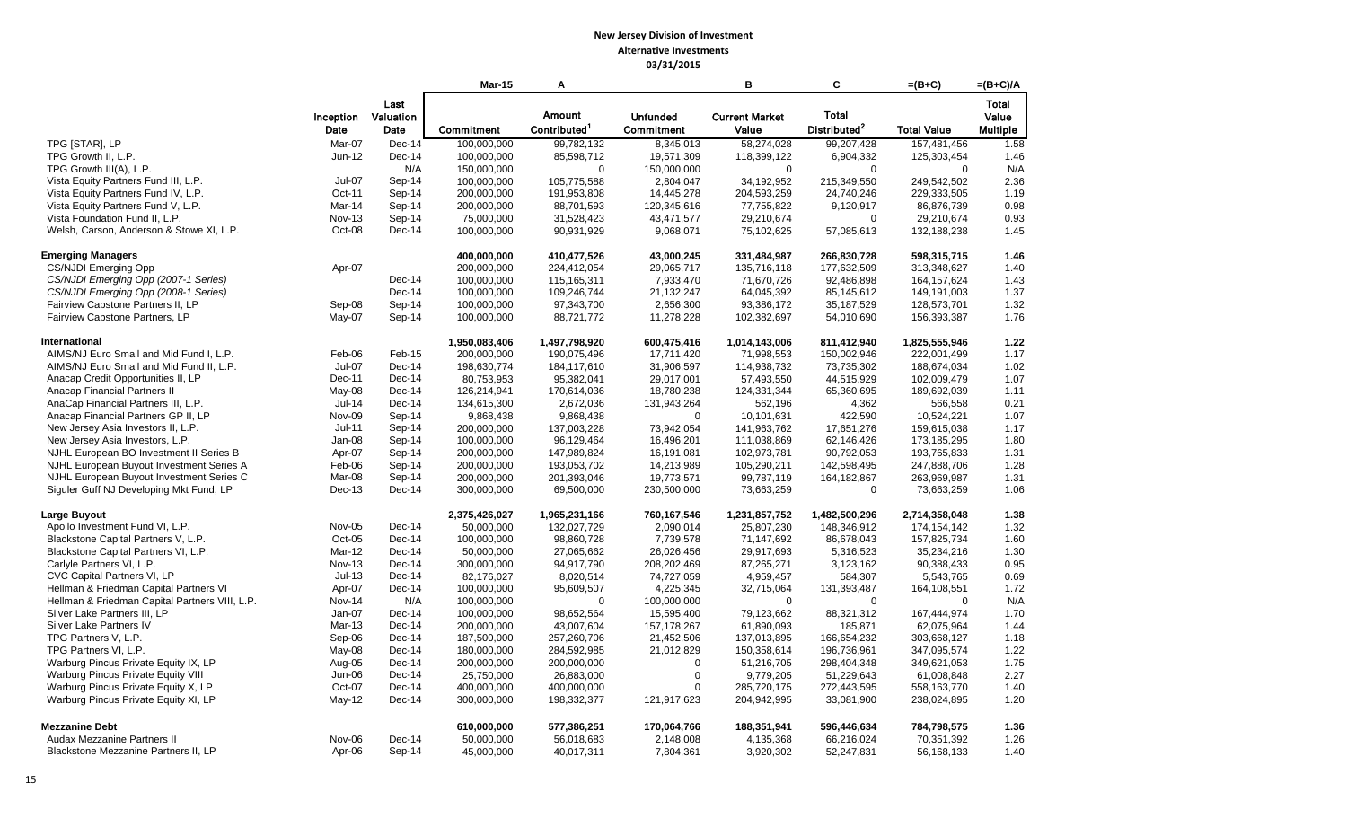# New Jersey Division of Investment
## Alternative Investments
### 03/31/2015

| | Inception Date | Last Valuation Date | Mar-15 Commitment | A Amount Contributed[1] | Unfunded Commitment | B Current Market Value | C Total Distributed[2] | =(B+C) Total Value | =(B+C)/A Total Value Multiple |
|---|---|---|---|---|---|---|---|---|---|
| TPG [STAR], LP | Mar-07 | Dec-14 | 100,000,000 | 99,782,132 | 8,345,013 | 58,274,028 | 99,207,428 | 157,481,456 | 1.58 |
| TPG Growth II, L.P. | Jun-12 | Dec-14 | 100,000,000 | 85,598,712 | 19,571,309 | 118,399,122 | 6,904,332 | 125,303,454 | 1.46 |
| TPG Growth III(A), L.P. | | N/A | 150,000,000 | 0 | 150,000,000 | 0 | 0 | 0 | N/A |
| Vista Equity Partners Fund III, L.P. | Jul-07 | Sep-14 | 100,000,000 | 105,775,588 | 2,804,047 | 34,192,952 | 215,349,550 | 249,542,502 | 2.36 |
| Vista Equity Partners Fund IV, L.P. | Oct-11 | Sep-14 | 200,000,000 | 191,953,808 | 14,445,278 | 204,593,259 | 24,740,246 | 229,333,505 | 1.19 |
| Vista Equity Partners Fund V, L.P. | Mar-14 | Sep-14 | 200,000,000 | 88,701,593 | 120,345,616 | 77,755,822 | 9,120,917 | 86,876,739 | 0.98 |
| Vista Foundation Fund II, L.P. | Nov-13 | Sep-14 | 75,000,000 | 31,528,423 | 43,471,577 | 29,210,674 | 0 | 29,210,674 | 0.93 |
| Welsh, Carson, Anderson & Stowe XI, L.P. | Oct-08 | Dec-14 | 100,000,000 | 90,931,929 | 9,068,071 | 75,102,625 | 57,085,613 | 132,188,238 | 1.45 |
| **Emerging Managers** | | | **400,000,000** | **410,477,526** | **43,000,245** | **331,484,987** | **266,830,728** | **598,315,715** | **1.46** |
| CS/NJDI Emerging Opp | Apr-07 | | 200,000,000 | 224,412,054 | 29,065,717 | 135,716,118 | 177,632,509 | 313,348,627 | 1.40 |
| *CS/NJDI Emerging Opp (2007-1 Series)* | | Dec-14 | 100,000,000 | 115,165,311 | 7,933,470 | 71,670,726 | 92,486,898 | 164,157,624 | 1.43 |
| *CS/NJDI Emerging Opp (2008-1 Series)* | | Dec-14 | 100,000,000 | 109,246,744 | 21,132,247 | 64,045,392 | 85,145,612 | 149,191,003 | 1.37 |
| Fairview Capstone Partners II, LP | Sep-08 | Sep-14 | 100,000,000 | 97,343,700 | 2,656,300 | 93,386,172 | 35,187,529 | 128,573,701 | 1.32 |
| Fairview Capstone Partners, LP | May-07 | Sep-14 | 100,000,000 | 88,721,772 | 11,278,228 | 102,382,697 | 54,010,690 | 156,393,387 | 1.76 |
| **International** | | | **1,950,083,406** | **1,497,798,920** | **600,475,416** | **1,014,143,006** | **811,412,940** | **1,825,555,946** | **1.22** |
| AIMS/NJ Euro Small and Mid Fund I, L.P. | Feb-06 | Feb-15 | 200,000,000 | 190,075,496 | 17,711,420 | 71,998,553 | 150,002,946 | 222,001,499 | 1.17 |
| AIMS/NJ Euro Small and Mid Fund II, L.P. | Jul-07 | Dec-14 | 198,630,774 | 184,117,610 | 31,906,597 | 114,938,732 | 73,735,302 | 188,674,034 | 1.02 |
| Anacap Credit Opportunities II, LP | Dec-11 | Dec-14 | 80,753,953 | 95,382,041 | 29,017,001 | 57,493,550 | 44,515,929 | 102,009,479 | 1.07 |
| Anacap Financial Partners II | May-08 | Dec-14 | 126,214,941 | 170,614,036 | 18,780,238 | 124,331,344 | 65,360,695 | 189,692,039 | 1.11 |
| AnaCap Financial Partners III, L.P. | Jul-14 | Dec-14 | 134,615,300 | 2,672,036 | 131,943,264 | 562,196 | 4,362 | 566,558 | 0.21 |
| Anacap Financial Partners GP II, LP | Nov-09 | Sep-14 | 9,868,438 | 9,868,438 | 0 | 10,101,631 | 422,590 | 10,524,221 | 1.07 |
| New Jersey Asia Investors II, L.P. | Jul-11 | Sep-14 | 200,000,000 | 137,003,228 | 73,942,054 | 141,963,762 | 17,651,276 | 159,615,038 | 1.17 |
| New Jersey Asia Investors, L.P. | Jan-08 | Sep-14 | 100,000,000 | 96,129,464 | 16,496,201 | 111,038,869 | 62,146,426 | 173,185,295 | 1.80 |
| NJHL European BO Investment II Series B | Apr-07 | Sep-14 | 200,000,000 | 147,989,824 | 16,191,081 | 102,973,781 | 90,792,053 | 193,765,833 | 1.31 |
| NJHL European Buyout Investment Series A | Feb-06 | Sep-14 | 200,000,000 | 193,053,702 | 14,213,989 | 105,290,211 | 142,598,495 | 247,888,706 | 1.28 |
| NJHL European Buyout Investment Series C | Mar-08 | Sep-14 | 200,000,000 | 201,393,046 | 19,773,571 | 99,787,119 | 164,182,867 | 263,969,987 | 1.31 |
| Siguler Guff NJ Developing Mkt Fund, LP | Dec-13 | Dec-14 | 300,000,000 | 69,500,000 | 230,500,000 | 73,663,259 | 0 | 73,663,259 | 1.06 |
| **Large Buyout** | | | **2,375,426,027** | **1,965,231,166** | **760,167,546** | **1,231,857,752** | **1,482,500,296** | **2,714,358,048** | **1.38** |
| Apollo Investment Fund VI, L.P. | Nov-05 | Dec-14 | 50,000,000 | 132,027,729 | 2,090,014 | 25,807,230 | 148,346,912 | 174,154,142 | 1.32 |
| Blackstone Capital Partners V, L.P. | Oct-05 | Dec-14 | 100,000,000 | 98,860,728 | 7,739,578 | 71,147,692 | 86,678,043 | 157,825,734 | 1.60 |
| Blackstone Capital Partners VI, L.P. | Mar-12 | Dec-14 | 50,000,000 | 27,065,662 | 26,026,456 | 29,917,693 | 5,316,523 | 35,234,216 | 1.30 |
| Carlyle Partners VI, L.P. | Nov-13 | Dec-14 | 300,000,000 | 94,917,790 | 208,202,469 | 87,265,271 | 3,123,162 | 90,388,433 | 0.95 |
| CVC Capital Partners VI, LP | Jul-13 | Dec-14 | 82,176,027 | 8,020,514 | 74,727,059 | 4,959,457 | 584,307 | 5,543,765 | 0.69 |
| Hellman & Friedman Capital Partners VI | Apr-07 | Dec-14 | 100,000,000 | 95,609,507 | 4,225,345 | 32,715,064 | 131,393,487 | 164,108,551 | 1.72 |
| Hellman & Friedman Capital Partners VIII, L.P. | Nov-14 | N/A | 100,000,000 | 0 | 100,000,000 | 0 | 0 | 0 | N/A |
| Silver Lake Partners III, LP | Jan-07 | Dec-14 | 100,000,000 | 98,652,564 | 15,595,400 | 79,123,662 | 88,321,312 | 167,444,974 | 1.70 |
| Silver Lake Partners IV | Mar-13 | Dec-14 | 200,000,000 | 43,007,604 | 157,178,267 | 61,890,093 | 185,871 | 62,075,964 | 1.44 |
| TPG Partners V, L.P. | Sep-06 | Dec-14 | 187,500,000 | 257,260,706 | 21,452,506 | 137,013,895 | 166,654,232 | 303,668,127 | 1.18 |
| TPG Partners VI, L.P. | May-08 | Dec-14 | 180,000,000 | 284,592,985 | 21,012,829 | 150,358,614 | 196,736,961 | 347,095,574 | 1.22 |
| Warburg Pincus Private Equity IX, LP | Aug-05 | Dec-14 | 200,000,000 | 200,000,000 | 0 | 51,216,705 | 298,404,348 | 349,621,053 | 1.75 |
| Warburg Pincus Private Equity VIII | Jun-06 | Dec-14 | 25,750,000 | 26,883,000 | 0 | 9,779,205 | 51,229,643 | 61,008,848 | 2.27 |
| Warburg Pincus Private Equity X, LP | Oct-07 | Dec-14 | 400,000,000 | 400,000,000 | 0 | 285,720,175 | 272,443,595 | 558,163,770 | 1.40 |
| Warburg Pincus Private Equity XI, LP | May-12 | Dec-14 | 300,000,000 | 198,332,377 | 121,917,623 | 204,942,995 | 33,081,900 | 238,024,895 | 1.20 |
| **Mezzanine Debt** | | | **610,000,000** | **577,386,251** | **170,064,766** | **188,351,941** | **596,446,634** | **784,798,575** | **1.36** |
| Audax Mezzanine Partners II | Nov-06 | Dec-14 | 50,000,000 | 56,018,683 | 2,148,008 | 4,135,368 | 66,216,024 | 70,351,392 | 1.26 |
| Blackstone Mezzanine Partners II, LP | Apr-06 | Sep-14 | 45,000,000 | 40,017,311 | 7,804,361 | 3,920,302 | 52,247,831 | 56,168,133 | 1.40 |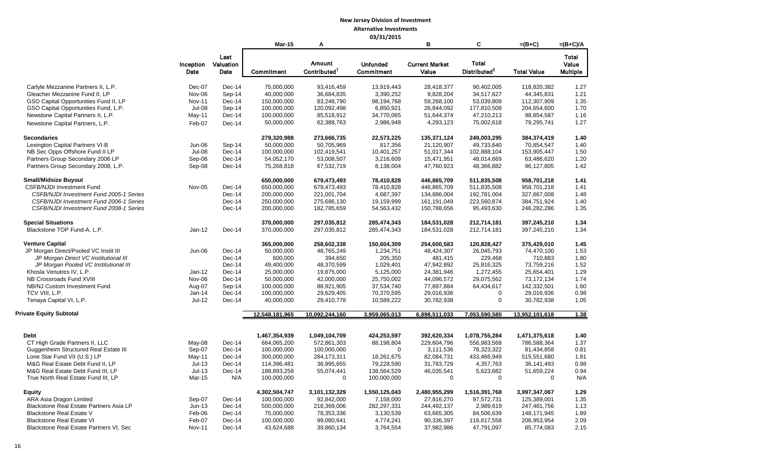**New Jersey Division of Investment**

**Alternative Investments**

**03/31/2015**

| | Inception Date | Last Valuation Date | Mar-15 Commitment | A Amount Contributed[1] | Unfunded Commitment | B Current Market Value | C Total Distributed[2] | =(B+C) Total Value | =(B+C)/A Total Value Multiple |
|---|---|---|---|---|---|---|---|---|---|
| Carlyle Mezzanine Partners II, L.P. | Dec-07 | Dec-14 | 75,000,000 | 93,416,459 | 13,919,443 | 28,418,377 | 90,402,005 | 118,820,382 | 1.27 |
| Gleacher Mezzanine Fund II, LP | Nov-06 | Sep-14 | 40,000,000 | 36,684,835 | 3,390,252 | 9,828,204 | 34,517,627 | 44,345,831 | 1.21 |
| GSO Capital Opportunities Fund II, LP | Nov-11 | Dec-14 | 150,000,000 | 83,248,790 | 98,194,768 | 59,268,100 | 53,039,809 | 112,307,909 | 1.35 |
| GSO Capital Opportunities Fund, L.P. | Jul-08 | Sep-14 | 100,000,000 | 120,092,498 | 6,850,921 | 26,844,092 | 177,810,508 | 204,654,600 | 1.70 |
| Newstone Capital Partners II, L.P. | May-11 | Dec-14 | 100,000,000 | 85,518,912 | 34,770,065 | 51,644,374 | 47,210,213 | 98,854,587 | 1.16 |
| Newstone Capital Partners, L.P. | Feb-07 | Dec-14 | 50,000,000 | 62,388,763 | 2,986,948 | 4,293,123 | 75,002,618 | 79,295,741 | 1.27 |
| **Secondaries** | | | **279,320,988** | **273,666,735** | **22,573,225** | **135,371,124** | **249,003,295** | **384,374,419** | **1.40** |
| Lexington Capital Partners VI-B | Jun-06 | Sep-14 | 50,000,000 | 50,705,969 | 817,356 | 21,120,907 | 49,733,640 | 70,854,547 | 1.40 |
| NB Sec Opps Offshore Fund II LP | Jul-08 | Dec-14 | 100,000,000 | 102,419,541 | 10,401,257 | 51,017,344 | 102,888,104 | 153,905,447 | 1.50 |
| Partners Group Secondary 2006 LP | Sep-06 | Dec-14 | 54,052,170 | 53,008,507 | 3,216,609 | 15,471,951 | 48,014,669 | 63,486,620 | 1.20 |
| Partners Group Secondary 2008, L.P. | Sep-08 | Dec-14 | 75,268,818 | 67,532,719 | 8,138,004 | 47,760,923 | 48,366,882 | 96,127,805 | 1.42 |
| **Small/Midsize Buyout** | | | **650,000,000** | **679,473,493** | **78,410,828** | **446,865,709** | **511,835,508** | **958,701,218** | **1.41** |
| CSFB/NJDI Investment Fund | Nov-05 | Dec-14 | 650,000,000 | 679,473,493 | 78,410,828 | 446,865,709 | 511,835,508 | 958,701,218 | 1.41 |
| *CSFB/NJDI Investment Fund 2005-1 Series* | | Dec-14 | 200,000,000 | 221,001,704 | 4,687,397 | 134,886,004 | 192,781,004 | 327,667,008 | 1.48 |
| *CSFB/NJDI Investment Fund 2006-1 Series* | | Dec-14 | 250,000,000 | 275,686,130 | 19,159,999 | 161,191,049 | 223,560,874 | 384,751,924 | 1.40 |
| *CSFB/NJDI Investment Fund 2008-1 Series* | | Dec-14 | 200,000,000 | 182,785,659 | 54,563,432 | 150,788,656 | 95,493,630 | 246,282,286 | 1.35 |
| **Special Situations** | | | **370,000,000** | **297,035,812** | **285,474,343** | **184,531,028** | **212,714,181** | **397,245,210** | **1.34** |
| Blackstone TOP Fund-A, L.P. | Jan-12 | Dec-14 | 370,000,000 | 297,035,812 | 285,474,343 | 184,531,028 | 212,714,181 | 397,245,210 | 1.34 |
| **Venture Capital** | | | **365,000,000** | **258,602,338** | **150,604,309** | **254,600,583** | **120,828,427** | **375,429,010** | **1.45** |
| JP Morgan Direct/Pooled VC Instit III | Jun-06 | Dec-14 | 50,000,000 | 48,765,249 | 1,234,751 | 48,424,307 | 26,045,793 | 74,470,100 | 1.53 |
| *JP Morgan Direct VC Institutional III* | | Dec-14 | 600,000 | 394,650 | 205,350 | 481,415 | 229,468 | 710,883 | 1.80 |
| *JP Morgan Pooled VC Institutional III* | | Dec-14 | 49,400,000 | 48,370,599 | 1,029,401 | 47,942,892 | 25,816,325 | 73,759,216 | 1.52 |
| Khosla Venutres IV, L.P. | Jan-12 | Dec-14 | 25,000,000 | 19,875,000 | 5,125,000 | 24,381,946 | 1,272,455 | 25,654,401 | 1.29 |
| NB Crossroads Fund XVIII | Nov-06 | Dec-14 | 50,000,000 | 42,000,000 | 25,750,002 | 44,096,572 | 29,075,562 | 73,172,134 | 1.74 |
| NB/NJ Custom Investment Fund | Aug-07 | Sep-14 | 100,000,000 | 88,921,905 | 37,534,740 | 77,897,884 | 64,434,617 | 142,332,501 | 1.60 |
| TCV VIII, L.P. | Jan-14 | Dec-14 | 100,000,000 | 29,629,405 | 70,370,595 | 29,016,936 | 0 | 29,016,936 | 0.98 |
| Tenaya Capital VI, L.P. | Jul-12 | Dec-14 | 40,000,000 | 29,410,778 | 10,589,222 | 30,782,938 | 0 | 30,782,938 | 1.05 |
| **Private Equity Subtotal** | | | **12,548,181,965** | **10,092,244,160** | **3,959,065,013** | **6,898,511,033** | **7,053,590,585** | **13,952,101,618** | **1.38** |
| **Debt** | | | **1,467,354,939** | **1,049,104,709** | **424,253,597** | **392,620,334** | **1,078,755,284** | **1,471,375,618** | **1.40** |
| CT High Grade Partners II, LLC | May-08 | Dec-14 | 664,065,200 | 572,861,303 | 88,198,804 | 229,604,796 | 556,983,568 | 786,588,364 | 1.37 |
| Guggenheim Structured Real Estate III | Sep-07 | Dec-14 | 100,000,000 | 100,000,000 | 0 | 3,111,536 | 78,323,322 | 81,434,858 | 0.81 |
| Lone Star Fund VII (U.S.) LP | May-11 | Dec-14 | 300,000,000 | 284,173,311 | 18,261,675 | 82,084,731 | 433,466,949 | 515,551,680 | 1.81 |
| M&G Real Estate Debt Fund II, LP | Jul-13 | Dec-14 | 114,396,481 | 36,995,655 | 79,228,590 | 31,783,729 | 4,357,763 | 36,141,493 | 0.98 |
| M&G Real Estate Debt Fund III, LP | Jul-13 | Dec-14 | 188,893,258 | 55,074,441 | 138,564,529 | 46,035,541 | 5,623,682 | 51,659,224 | 0.94 |
| True North Real Estate Fund III, LP | Mar-15 | N/A | 100,000,000 | 0 | 100,000,000 | 0 | 0 | 0 | N/A |
| **Equity** | | | **4,302,504,747** | **3,101,132,329** | **1,550,125,043** | **2,480,955,299** | **1,516,391,768** | **3,997,347,067** | **1.29** |
| ARA Asia Dragon Limited | Sep-07 | Dec-14 | 100,000,000 | 92,842,000 | 7,158,000 | 27,816,270 | 97,572,731 | 125,389,001 | 1.35 |
| Blackstone Real Estate Partners Asia LP | Jun-13 | Dec-14 | 500,000,000 | 218,369,006 | 282,297,331 | 244,492,137 | 2,989,619 | 247,481,756 | 1.13 |
| Blackstone Real Estate V | Feb-06 | Dec-14 | 75,000,000 | 78,353,336 | 3,130,539 | 63,665,305 | 84,506,639 | 148,171,945 | 1.89 |
| Blackstone Real Estate VI | Feb-07 | Dec-14 | 100,000,000 | 99,080,641 | 4,774,241 | 90,336,397 | 116,617,558 | 206,953,954 | 2.09 |
| Blackstone Real Estate Partners VI, Sec | Nov-11 | Dec-14 | 43,624,688 | 39,860,134 | 3,764,554 | 37,982,986 | 47,791,097 | 85,774,083 | 2.15 |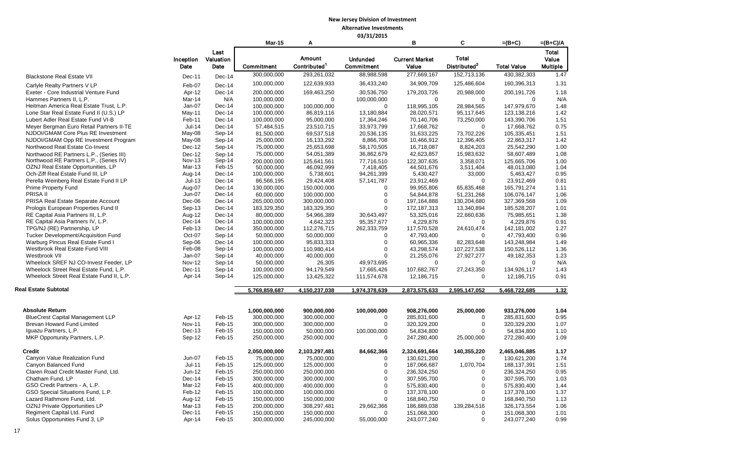# New Jersey Division of Investment

## Alternative Investments

### 03/31/2015

| | Inception Date | Last Valuation Date | Mar-15<br>Commitment | A<br>Amount Contributed[1] | Unfunded Commitment | B<br>Current Market Value | C<br>Total Distributed[2] | =(B+C)<br>Total Value | =(B+C)/A<br>Total Value Multiple |
|---|---|---|---|---|---|---|---|---|---|
| Blackstone Real Estate VII | Dec-11 | Dec-14 | 300,000,000 | 293,261,032 | 88,988,598 | 277,669,167 | 152,713,136 | 430,382,303 | 1.47 |
| Carlyle Realty Partners V LP | Feb-07 | Dec-14 | 100,000,000 | 122,639,933 | 36,433,240 | 34,909,709 | 125,486,604 | 160,396,313 | 1.31 |
| Exeter - Core Industrial Venture Fund | Apr-12 | Dec-14 | 200,000,000 | 169,463,250 | 30,536,750 | 179,203,726 | 20,988,000 | 200,191,726 | 1.18 |
| Hammes Partners II, L.P. | Mar-14 | N/A | 100,000,000 | 0 | 100,000,000 | 0 | 0 | 0 | N/A |
| Heitman America Real Estate Trust, L.P. | Jan-07 | Dec-14 | 100,000,000 | 100,000,000 | 0 | 118,995,105 | 28,984,565 | 147,979,670 | 1.48 |
| Lone Star Real Estate Fund II (U.S.) LP | May-11 | Dec-14 | 100,000,000 | 86,819,116 | 13,180,884 | 28,020,571 | 95,117,645 | 123,138,216 | 1.42 |
| Lubert Adler Real Estate Fund VI-B | Feb-11 | Dec-14 | 100,000,000 | 95,000,000 | 17,364,246 | 70,140,706 | 73,250,000 | 143,390,706 | 1.51 |
| Meyer Bergman Euro Retail Partners II-TE | Jul-14 | Dec-14 | 57,484,515 | 23,510,715 | 33,973,799 | 17,668,762 | 0 | 17,668,762 | 0.75 |
| NJDOI/GMAM Core Plus RE Investment | May-08 | Sep-14 | 81,500,000 | 69,537,518 | 20,536,135 | 31,633,225 | 73,702,226 | 105,335,451 | 1.51 |
| NJDOI/GMAM Opp RE Investment Program | May-08 | Sep-14 | 25,000,000 | 16,133,292 | 8,866,708 | 10,466,912 | 12,396,405 | 22,863,317 | 1.42 |
| Northwood Real Estate Co-Invest | Dec-12 | Sep-14 | 75,000,000 | 25,653,698 | 58,170,505 | 16,718,087 | 8,824,203 | 25,542,290 | 1.00 |
| Northwood RE Partners L.P., (Series III) | Dec-12 | Sep-14 | 75,000,000 | 54,051,389 | 36,862,679 | 42,623,857 | 15,983,632 | 58,607,489 | 1.08 |
| Northwood RE Partners L.P., (Series IV) | Nov-13 | Sep-14 | 200,000,000 | 125,641,561 | 77,716,510 | 122,307,635 | 3,358,071 | 125,665,706 | 1.00 |
| OZNJ Real Estate Opportunities, LP | Mar-13 | Feb-15 | 50,000,000 | 46,092,999 | 7,418,405 | 44,501,676 | 3,511,404 | 48,013,080 | 1.04 |
| Och-Ziff Real Estate Fund III, LP | Aug-14 | Dec-14 | 100,000,000 | 5,738,601 | 94,261,399 | 5,430,427 | 33,000 | 5,463,427 | 0.95 |
| Perella Weinberg Real Estate Fund II LP | Jul-13 | Dec-14 | 86,566,195 | 29,424,408 | 57,141,787 | 23,912,469 | 0 | 23,912,469 | 0.81 |
| Prime Property Fund | Aug-07 | Dec-14 | 130,000,000 | 150,000,000 | 0 | 99,955,806 | 65,835,468 | 165,791,274 | 1.11 |
| PRISA II | Jun-07 | Dec-14 | 60,000,000 | 100,000,000 | 0 | 54,844,878 | 51,231,268 | 106,076,147 | 1.06 |
| PRISA Real Estate Separate Account | Dec-06 | Dec-14 | 265,000,000 | 300,000,000 | 0 | 197,164,888 | 130,204,680 | 327,369,568 | 1.09 |
| Prologis European Properties Fund II | Sep-13 | Dec-14 | 183,329,350 | 183,329,350 | 0 | 172,187,313 | 13,340,894 | 185,528,207 | 1.01 |
| RE Capital Asia Partners III, L.P. | Aug-12 | Dec-14 | 80,000,000 | 54,966,389 | 30,643,497 | 53,325,016 | 22,660,636 | 75,985,651 | 1.38 |
| RE Capital Asia Partners IV, L.P. | Dec-14 | Dec-14 | 100,000,000 | 4,642,323 | 95,357,677 | 4,229,876 | 0 | 4,229,876 | 0.91 |
| TPG/NJ (RE) Partnership, LP | Feb-13 | Dec-14 | 350,000,000 | 112,276,715 | 262,333,759 | 117,570,528 | 24,610,474 | 142,181,002 | 1.27 |
| Tucker Development/Acquisition Fund | Oct-07 | Sep-14 | 50,000,000 | 50,000,000 | 0 | 47,793,400 | 0 | 47,793,400 | 0.96 |
| Warburg Pincus Real Estate Fund I | Sep-06 | Dec-14 | 100,000,000 | 95,833,333 | 0 | 60,965,336 | 82,283,648 | 143,248,984 | 1.49 |
| Westbrook Real Estate Fund VIII | Feb-08 | Sep-14 | 100,000,000 | 110,980,414 | 0 | 43,298,574 | 107,227,538 | 150,526,112 | 1.36 |
| Westbrook VII | Jan-07 | Sep-14 | 40,000,000 | 40,000,000 | 0 | 21,255,076 | 27,927,277 | 49,182,353 | 1.23 |
| Wheelock SREF NJ CO-Invest Feeder, LP | Nov-12 | Sep-14 | 50,000,000 | 26,305 | 49,973,695 | 0 | 0 | 0 | N/A |
| Wheelock Street Real Estate Fund, L.P. | Dec-11 | Sep-14 | 100,000,000 | 94,179,549 | 17,665,426 | 107,682,767 | 27,243,350 | 134,926,117 | 1.43 |
| Wheelock Street Real Estate Fund II, L.P. | Apr-14 | Sep-14 | 125,000,000 | 13,425,322 | 111,574,678 | 12,186,715 | 0 | 12,186,715 | 0.91 |
| **Real Estate Subtotal** | | | **5,769,859,687** | **4,150,237,038** | **1,974,378,639** | **2,873,575,633** | **2,595,147,052** | **5,468,722,685** | **1.32** |
| | | | | | | | | | |
| **Absolute Return** | | | **1,000,000,000** | **900,000,000** | **100,000,000** | **908,276,000** | **25,000,000** | **933,276,000** | **1.04** |
| BlueCrest Capital Management LLP | Apr-12 | Feb-15 | 300,000,000 | 300,000,000 | 0 | 285,831,600 | 0 | 285,831,600 | 0.95 |
| Brevan Howard Fund Limited | Nov-11 | Feb-15 | 300,000,000 | 300,000,000 | 0 | 320,329,200 | 0 | 320,329,200 | 1.07 |
| Iguazu Partners, L.P. | Dec-13 | Feb-15 | 150,000,000 | 50,000,000 | 100,000,000 | 54,834,800 | 0 | 54,834,800 | 1.10 |
| MKP Opportunity Partners, L.P. | Sep-12 | Feb-15 | 250,000,000 | 250,000,000 | 0 | 247,280,400 | 25,000,000 | 272,280,400 | 1.09 |
| | | | | | | | | | |
| **Credit** | | | **2,050,000,000** | **2,103,297,481** | **84,662,366** | **2,324,691,664** | **140,355,220** | **2,465,046,885** | **1.17** |
| Canyon Value Realization Fund | Jun-07 | Feb-15 | 75,000,000 | 75,000,000 | 0 | 130,621,200 | 0 | 130,621,200 | 1.74 |
| Canyon Balanced Fund | Jul-11 | Feb-15 | 125,000,000 | 125,000,000 | 0 | 187,066,687 | 1,070,704 | 188,137,391 | 1.51 |
| Claren Road Credit Master Fund, Ltd. | Jun-12 | Feb-15 | 250,000,000 | 250,000,000 | 0 | 236,324,250 | 0 | 236,324,250 | 0.95 |
| Chatham Fund, LP | Dec-14 | Feb-15 | 300,000,000 | 300,000,000 | 0 | 307,595,700 | 0 | 307,595,700 | 1.03 |
| GSO Credit Partners - A, L.P. | Mar-12 | Feb-15 | 400,000,000 | 400,000,000 | 0 | 575,830,400 | 0 | 575,830,400 | 1.44 |
| GSO Special Situations Fund, L.P. | Feb-12 | Feb-15 | 100,000,000 | 100,000,000 | 0 | 137,378,100 | 0 | 137,378,100 | 1.37 |
| Lazard Rathmore Fund, Ltd. | Aug-12 | Feb-15 | 150,000,000 | 150,000,000 | 0 | 168,840,750 | 0 | 168,840,750 | 1.13 |
| OZNJ Private Opportunities LP | Mar-13 | Feb-15 | 200,000,000 | 308,297,481 | 29,662,366 | 186,889,038 | 139,284,516 | 326,173,554 | 1.06 |
| Regiment Capital Ltd. Fund | Dec-11 | Feb-15 | 150,000,000 | 150,000,000 | 0 | 151,068,300 | 0 | 151,068,300 | 1.01 |
| Solus Opportunities Fund 3, LP | Apr-14 | Feb-15 | 300,000,000 | 245,000,000 | 55,000,000 | 243,077,240 | 0 | 243,077,240 | 0.99 |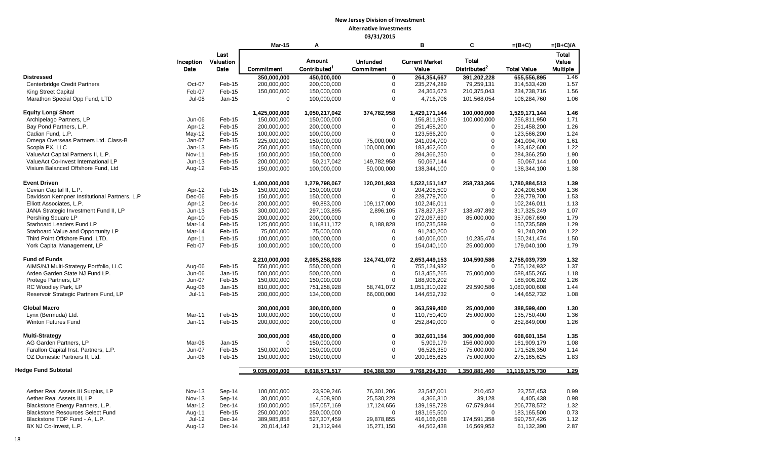**New Jersey Division of Investment**
**Alternative Investments**
**03/31/2015**

| | Inception Date | Last Valuation Date | Mar-15 Commitment | A Amount Contributed[1] | Unfunded Commitment | B Current Market Value | C Total Distributed[2] | =(B+C) Total Value | =(B+C)/A Total Value Multiple |
|---|---|---|---|---|---|---|---|---|---|
| **Distressed** | | | 350,000,000 | 450,000,000 | 0 | 264,354,667 | 391,202,228 | 655,556,895 | 1.46 |
| Centerbridge Credit Partners | Oct-07 | Feb-15 | 200,000,000 | 200,000,000 | 0 | 235,274,289 | 79,259,131 | 314,533,420 | 1.57 |
| King Street Capital | Feb-07 | Feb-15 | 150,000,000 | 150,000,000 | 0 | 24,363,673 | 210,375,043 | 234,738,716 | 1.56 |
| Marathon Special Opp Fund, LTD | Jul-08 | Jan-15 | 0 | 100,000,000 | 0 | 4,716,706 | 101,568,054 | 106,284,760 | 1.06 |
| | | | | | | | | | |
| **Equity Long/ Short** | | | 1,425,000,000 | 1,050,217,042 | 374,782,958 | 1,429,171,144 | 100,000,000 | 1,529,171,144 | 1.46 |
| Archipelago Partners, LP | Jun-06 | Feb-15 | 150,000,000 | 150,000,000 | 0 | 156,811,950 | 100,000,000 | 256,811,950 | 1.71 |
| Bay Pond Partners, L.P. | Apr-12 | Feb-15 | 200,000,000 | 200,000,000 | 0 | 251,458,200 | 0 | 251,458,200 | 1.26 |
| Cadian Fund, L.P. | May-12 | Feb-15 | 100,000,000 | 100,000,000 | 0 | 123,566,200 | 0 | 123,566,200 | 1.24 |
| Omega Overseas Partners Ltd. Class-B | Jan-07 | Feb-15 | 225,000,000 | 150,000,000 | 75,000,000 | 241,094,700 | 0 | 241,094,700 | 1.61 |
| Scopia PX, LLC | Jan-13 | Feb-15 | 250,000,000 | 150,000,000 | 100,000,000 | 183,462,600 | 0 | 183,462,600 | 1.22 |
| ValueAct Capital Partners II, L.P. | Nov-11 | Feb-15 | 150,000,000 | 150,000,000 | 0 | 284,366,250 | 0 | 284,366,250 | 1.90 |
| ValueAct Co-Invest International LP | Jun-13 | Feb-15 | 200,000,000 | 50,217,042 | 149,782,958 | 50,067,144 | 0 | 50,067,144 | 1.00 |
| Visium Balanced Offshore Fund, Ltd | Aug-12 | Feb-15 | 150,000,000 | 100,000,000 | 50,000,000 | 138,344,100 | 0 | 138,344,100 | 1.38 |
| | | | | | | | | | |
| **Event Driven** | | | 1,400,000,000 | 1,279,798,067 | 120,201,933 | 1,522,151,147 | 258,733,366 | 1,780,884,513 | 1.39 |
| Cevian Capital II, L.P. | Apr-12 | Feb-15 | 150,000,000 | 150,000,000 | 0 | 204,208,500 | 0 | 204,208,500 | 1.36 |
| Davidson Kempner Institutional Partners, L.P | Dec-06 | Feb-15 | 150,000,000 | 150,000,000 | 0 | 228,779,700 | 0 | 228,779,700 | 1.53 |
| Elliott Associates, L.P. | Apr-12 | Dec-14 | 200,000,000 | 90,883,000 | 109,117,000 | 102,246,011 | 0 | 102,246,011 | 1.13 |
| JANA Strategic Investment Fund II, LP | Jun-13 | Feb-15 | 300,000,000 | 297,103,895 | 2,896,105 | 178,827,357 | 138,497,892 | 317,325,249 | 1.07 |
| Pershing Square LP | Apr-10 | Feb-15 | 200,000,000 | 200,000,000 | 0 | 272,067,690 | 85,000,000 | 357,067,690 | 1.79 |
| Starboard Leaders Fund LP | Mar-14 | Feb-15 | 125,000,000 | 116,811,172 | 8,188,828 | 150,735,589 | 0 | 150,735,589 | 1.29 |
| Starboard Value and Opportunity LP | Mar-14 | Feb-15 | 75,000,000 | 75,000,000 | 0 | 91,240,200 | 0 | 91,240,200 | 1.22 |
| Third Point Offshore Fund, LTD. | Apr-11 | Feb-15 | 100,000,000 | 100,000,000 | 0 | 140,006,000 | 10,235,474 | 150,241,474 | 1.50 |
| York Capital Management, LP | Feb-07 | Feb-15 | 100,000,000 | 100,000,000 | 0 | 154,040,100 | 25,000,000 | 179,040,100 | 1.79 |
| | | | | | | | | | |
| **Fund of Funds** | | | 2,210,000,000 | 2,085,258,928 | 124,741,072 | 2,653,449,153 | 104,590,586 | 2,758,039,739 | 1.32 |
| AIMS/NJ Multi-Strategy Portfolio, LLC | Aug-06 | Feb-15 | 550,000,000 | 550,000,000 | 0 | 755,124,932 | 0 | 755,124,932 | 1.37 |
| Arden Garden State NJ Fund LP. | Jun-06 | Jan-15 | 500,000,000 | 500,000,000 | 0 | 513,455,265 | 75,000,000 | 588,455,265 | 1.18 |
| Protege Partners, LP | Jun-07 | Feb-15 | 150,000,000 | 150,000,000 | 0 | 188,906,202 | 0 | 188,906,202 | 1.26 |
| RC Woodley Park, LP | Aug-06 | Jan-15 | 810,000,000 | 751,258,928 | 58,741,072 | 1,051,310,022 | 29,590,586 | 1,080,900,608 | 1.44 |
| Reservoir Strategic Partners Fund, LP | Jul-11 | Feb-15 | 200,000,000 | 134,000,000 | 66,000,000 | 144,652,732 | 0 | 144,652,732 | 1.08 |
| | | | | | | | | | |
| **Global Macro** | | | 300,000,000 | 300,000,000 | 0 | 363,599,400 | 25,000,000 | 388,599,400 | 1.30 |
| Lynx (Bermuda) Ltd. | Mar-11 | Feb-15 | 100,000,000 | 100,000,000 | 0 | 110,750,400 | 25,000,000 | 135,750,400 | 1.36 |
| Winton Futures Fund | Jan-11 | Feb-15 | 200,000,000 | 200,000,000 | 0 | 252,849,000 | 0 | 252,849,000 | 1.26 |
| | | | | | | | | | |
| **Multi-Strategy** | | | 300,000,000 | 450,000,000 | 0 | 302,601,154 | 306,000,000 | 608,601,154 | 1.35 |
| AG Garden Partners, LP | Mar-06 | Jan-15 | 0 | 150,000,000 | 0 | 5,909,179 | 156,000,000 | 161,909,179 | 1.08 |
| Farallon Capital Inst. Partners, L.P. | Jun-07 | Feb-15 | 150,000,000 | 150,000,000 | 0 | 96,526,350 | 75,000,000 | 171,526,350 | 1.14 |
| OZ Domestic Partners II, Ltd. | Jun-06 | Feb-15 | 150,000,000 | 150,000,000 | 0 | 200,165,625 | 75,000,000 | 275,165,625 | 1.83 |
| | | | | | | | | | |
| **Hedge Fund Subtotal** | | | 9,035,000,000 | 8,618,571,517 | 804,388,330 | 9,768,294,330 | 1,350,881,400 | 11,119,175,730 | 1.29 |
| | | | | | | | | | |
| Aether Real Assets III Surplus, LP | Nov-13 | Sep-14 | 100,000,000 | 23,909,246 | 76,301,206 | 23,547,001 | 210,452 | 23,757,453 | 0.99 |
| Aether Real Assets III, LP | Nov-13 | Sep-14 | 30,000,000 | 4,508,900 | 25,530,228 | 4,366,310 | 39,128 | 4,405,438 | 0.98 |
| Blackstone Energy Partners, L.P. | Mar-12 | Dec-14 | 150,000,000 | 157,057,169 | 17,124,656 | 139,198,728 | 67,579,844 | 206,778,572 | 1.32 |
| Blackstone Resources Select Fund | Aug-11 | Feb-15 | 250,000,000 | 250,000,000 | 0 | 183,165,500 | 0 | 183,165,500 | 0.73 |
| Blackstone TOP Fund - A, L.P. | Jul-12 | Dec-14 | 389,985,858 | 527,307,459 | 29,878,855 | 416,166,068 | 174,591,358 | 590,757,426 | 1.12 |
| BX NJ Co-Invest, L.P. | Aug-12 | Dec-14 | 20,014,142 | 21,312,944 | 15,271,150 | 44,562,438 | 16,569,952 | 61,132,390 | 2.87 |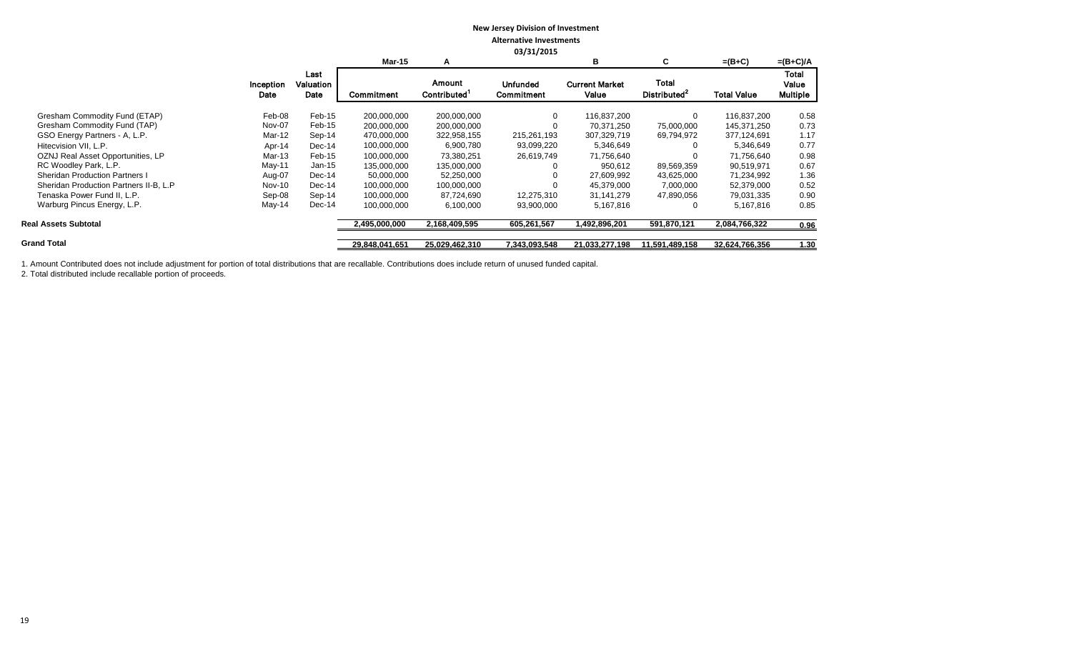**New Jersey Division of Investment**

**Alternative Investments**

**03/31/2015**

| | Inception Date | Last Valuation Date | Mar-15<br>Commitment | A<br>Amount Contributed[1] | Unfunded Commitment | B<br>Current Market Value | C<br>Total Distributed[2] | =(B+C)<br>Total Value | =(B+C)/A<br>Total Value Multiple |
|---|---|---|---|---|---|---|---|---|---|
| Gresham Commodity Fund (ETAP) | Feb-08 | Feb-15 | 200,000,000 | 200,000,000 | 0 | 116,837,200 | 0 | 116,837,200 | 0.58 |
| Gresham Commodity Fund (TAP) | Nov-07 | Feb-15 | 200,000,000 | 200,000,000 | 0 | 70,371,250 | 75,000,000 | 145,371,250 | 0.73 |
| GSO Energy Partners - A, L.P. | Mar-12 | Sep-14 | 470,000,000 | 322,958,155 | 215,261,193 | 307,329,719 | 69,794,972 | 377,124,691 | 1.17 |
| Hitecvision VII, L.P. | Apr-14 | Dec-14 | 100,000,000 | 6,900,780 | 93,099,220 | 5,346,649 | 0 | 5,346,649 | 0.77 |
| OZNJ Real Asset Opportunities, LP | Mar-13 | Feb-15 | 100,000,000 | 73,380,251 | 26,619,749 | 71,756,640 | 0 | 71,756,640 | 0.98 |
| RC Woodley Park, L.P. | May-11 | Jan-15 | 135,000,000 | 135,000,000 | 0 | 950,612 | 89,569,359 | 90,519,971 | 0.67 |
| Sheridan Production Partners I | Aug-07 | Dec-14 | 50,000,000 | 52,250,000 | 0 | 27,609,992 | 43,625,000 | 71,234,992 | 1.36 |
| Sheridan Production Partners II-B, L.P | Nov-10 | Dec-14 | 100,000,000 | 100,000,000 | 0 | 45,379,000 | 7,000,000 | 52,379,000 | 0.52 |
| Tenaska Power Fund II, L.P. | Sep-08 | Sep-14 | 100,000,000 | 87,724,690 | 12,275,310 | 31,141,279 | 47,890,056 | 79,031,335 | 0.90 |
| Warburg Pincus Energy, L.P. | May-14 | Dec-14 | 100,000,000 | 6,100,000 | 93,900,000 | 5,167,816 | 0 | 5,167,816 | 0.85 |
| **Real Assets Subtotal** | | | **2,495,000,000** | **2,168,409,595** | **605,261,567** | **1,492,896,201** | **591,870,121** | **2,084,766,322** | **0.96** |
| **Grand Total** | | | **29,848,041,651** | **25,029,462,310** | **7,343,093,548** | **21,033,277,198** | **11,591,489,158** | **32,624,766,356** | **1.30** |

1. Amount Contributed does not include adjustment for portion of total distributions that are recallable. Contributions does include return of unused funded capital.
2. Total distributed include recallable portion of proceeds.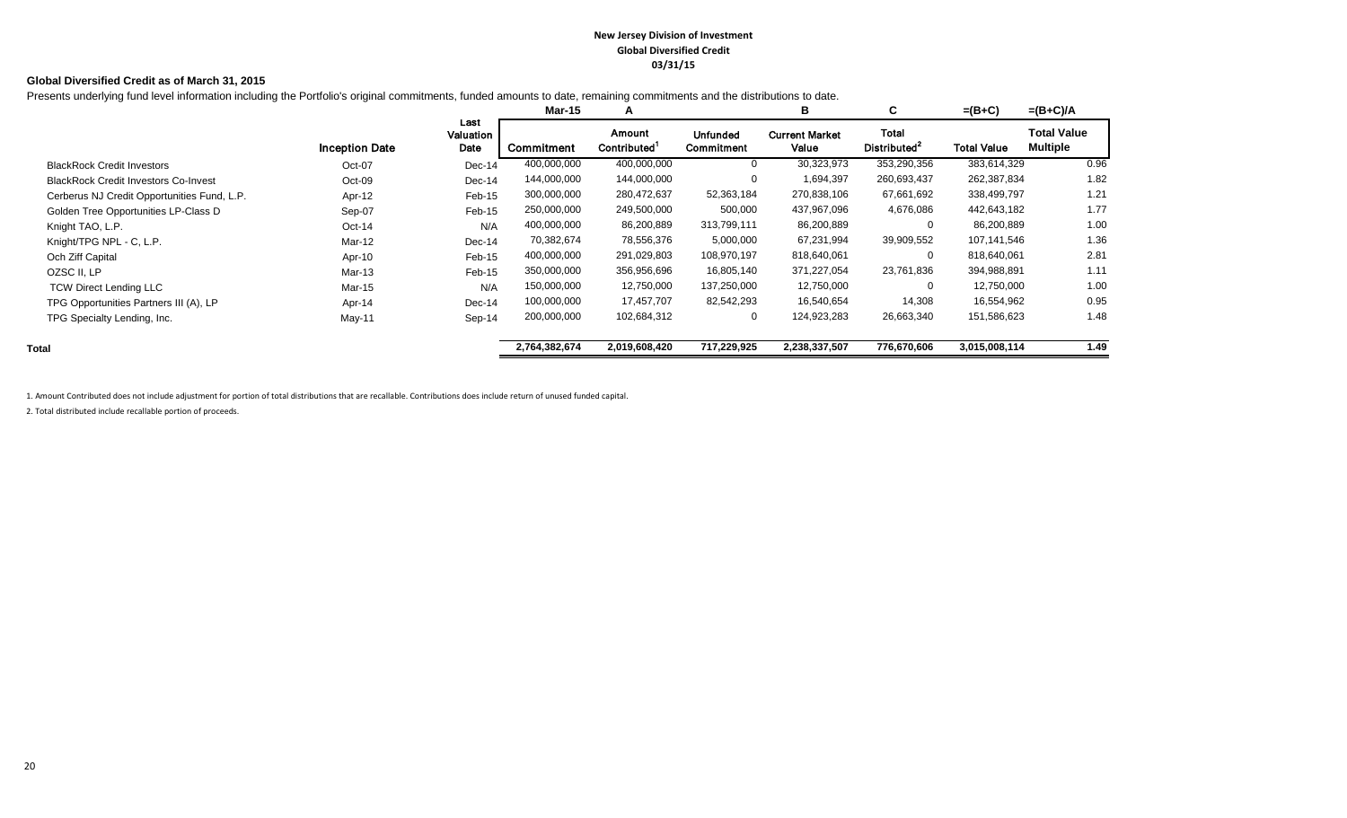**New Jersey Division of Investment**
**Global Diversified Credit**
**03/31/15**

### Global Diversified Credit as of March 31, 2015

Presents underlying fund level information including the Portfolio's original commitments, funded amounts to date, remaining commitments and the distributions to date.

| | | | Mar-15 | A | | B | C | =(B+C) | =(B+C)/A |
|---|---|---|---|---|---|---|---|---|---|
| | Inception Date | Last Valuation Date | Commitment | Amount Contributed[1] | Unfunded Commitment | Current Market Value | Total Distributed[2] | Total Value | Total Value Multiple |
| BlackRock Credit Investors | Oct-07 | Dec-14 | 400,000,000 | 400,000,000 | 0 | 30,323,973 | 353,290,356 | 383,614,329 | 0.96 |
| BlackRock Credit Investors Co-Invest | Oct-09 | Dec-14 | 144,000,000 | 144,000,000 | 0 | 1,694,397 | 260,693,437 | 262,387,834 | 1.82 |
| Cerberus NJ Credit Opportunities Fund, L.P. | Apr-12 | Feb-15 | 300,000,000 | 280,472,637 | 52,363,184 | 270,838,106 | 67,661,692 | 338,499,797 | 1.21 |
| Golden Tree Opportunities LP-Class D | Sep-07 | Feb-15 | 250,000,000 | 249,500,000 | 500,000 | 437,967,096 | 4,676,086 | 442,643,182 | 1.77 |
| Knight TAO, L.P. | Oct-14 | N/A | 400,000,000 | 86,200,889 | 313,799,111 | 86,200,889 | 0 | 86,200,889 | 1.00 |
| Knight/TPG NPL - C, L.P. | Mar-12 | Dec-14 | 70,382,674 | 78,556,376 | 5,000,000 | 67,231,994 | 39,909,552 | 107,141,546 | 1.36 |
| Och Ziff Capital | Apr-10 | Feb-15 | 400,000,000 | 291,029,803 | 108,970,197 | 818,640,061 | 0 | 818,640,061 | 2.81 |
| OZSC II, LP | Mar-13 | Feb-15 | 350,000,000 | 356,956,696 | 16,805,140 | 371,227,054 | 23,761,836 | 394,988,891 | 1.11 |
| TCW Direct Lending LLC | Mar-15 | N/A | 150,000,000 | 12,750,000 | 137,250,000 | 12,750,000 | 0 | 12,750,000 | 1.00 |
| TPG Opportunities Partners III (A), LP | Apr-14 | Dec-14 | 100,000,000 | 17,457,707 | 82,542,293 | 16,540,654 | 14,308 | 16,554,962 | 0.95 |
| TPG Specialty Lending, Inc. | May-11 | Sep-14 | 200,000,000 | 102,684,312 | 0 | 124,923,283 | 26,663,340 | 151,586,623 | 1.48 |
| **Total** | | | **2,764,382,674** | **2,019,608,420** | **717,229,925** | **2,238,337,507** | **776,670,606** | **3,015,008,114** | **1.49** |

1. Amount Contributed does not include adjustment for portion of total distributions that are recallable. Contributions does include return of unused funded capital.

2. Total distributed include recallable portion of proceeds.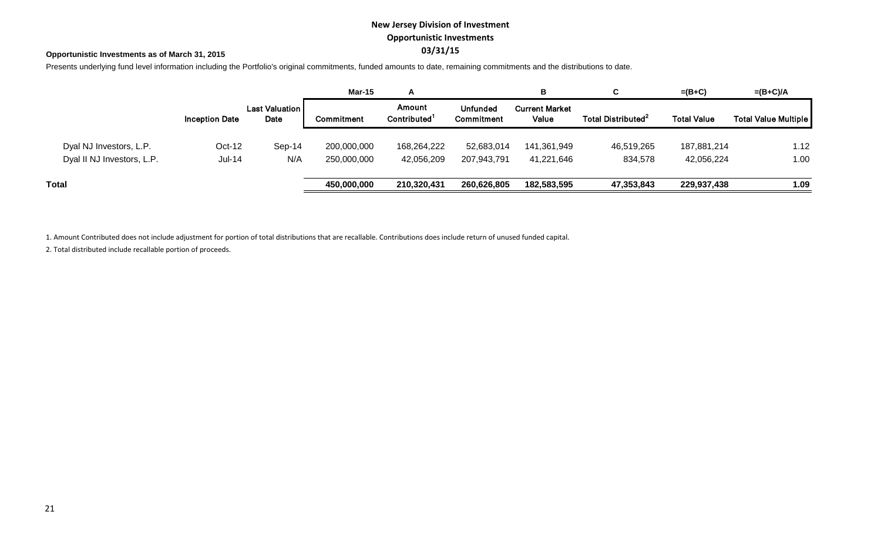# New Jersey Division of Investment

## Opportunistic Investments

### 03/31/15

**Opportunistic Investments as of March 31, 2015**

Presents underlying fund level information including the Portfolio's original commitments, funded amounts to date, remaining commitments and the distributions to date.

| | | | Mar-15 | A | | B | C | =(B+C) | =(B+C)/A |
|---|---|---|---|---|---|---|---|---|---|
| | **Inception Date** | **Last Valuation Date** | **Commitment** | **Amount Contributed[1]** | **Unfunded Commitment** | **Current Market Value** | **Total Distributed[2]** | **Total Value** | **Total Value Multiple** |
| Dyal NJ Investors, L.P. | Oct-12 | Sep-14 | 200,000,000 | 168,264,222 | 52,683,014 | 141,361,949 | 46,519,265 | 187,881,214 | 1.12 |
| Dyal II NJ Investors, L.P. | Jul-14 | N/A | 250,000,000 | 42,056,209 | 207,943,791 | 41,221,646 | 834,578 | 42,056,224 | 1.00 |
| **Total** | | | **450,000,000** | **210,320,431** | **260,626,805** | **182,583,595** | **47,353,843** | **229,937,438** | **1.09** |

1. Amount Contributed does not include adjustment for portion of total distributions that are recallable. Contributions does include return of unused funded capital.

2. Total distributed include recallable portion of proceeds.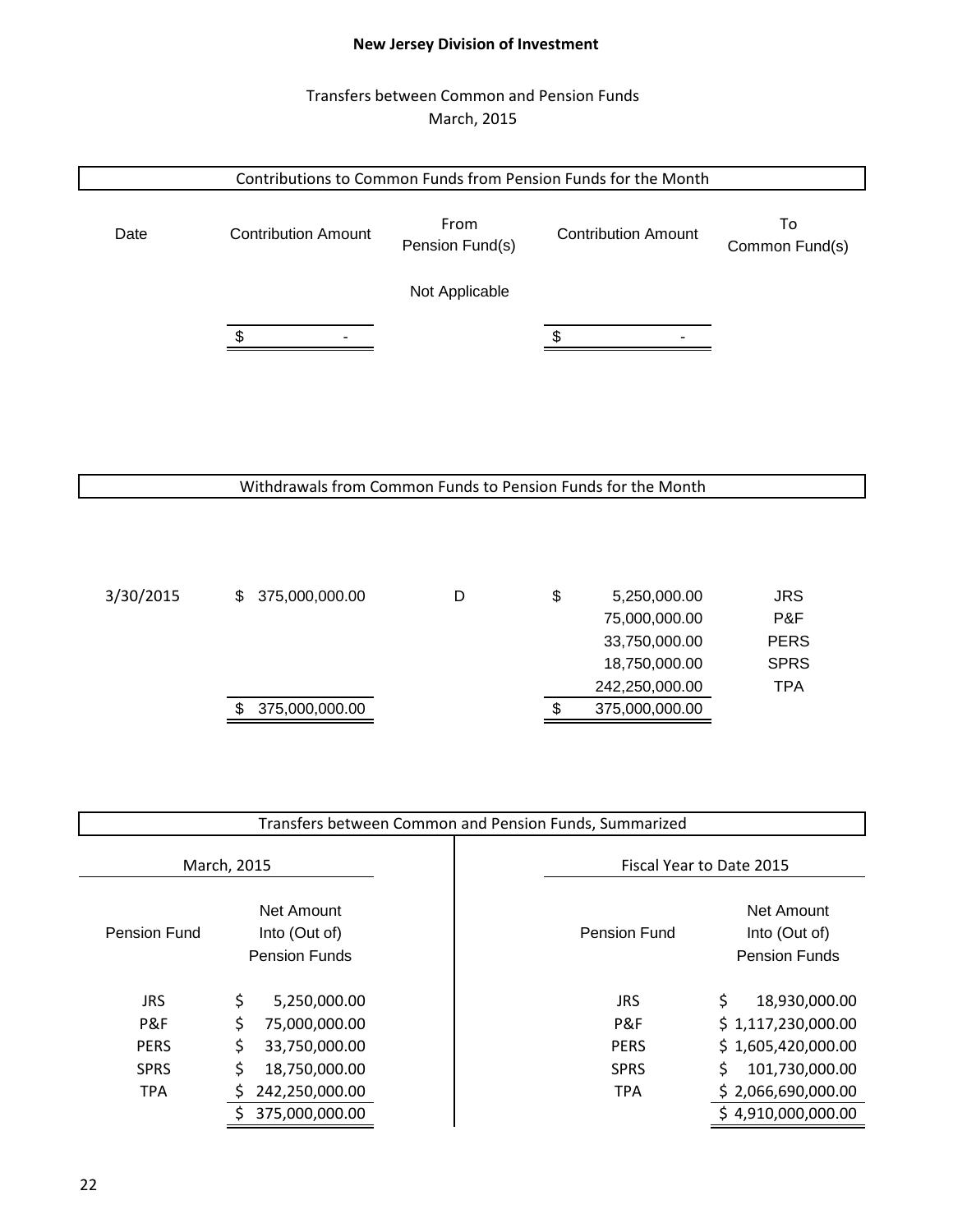**New Jersey Division of Investment**

Transfers between Common and Pension Funds
March, 2015

## Contributions to Common Funds from Pension Funds for the Month

| Date | Contribution Amount | From Pension Fund(s) | Contribution Amount | To Common Fund(s) |
|---|---|---|---|---|
| | | Not Applicable | | |
| | $ - | | $ - | |

## Withdrawals from Common Funds to Pension Funds for the Month

| Date | Withdrawal Amount | From Common Fund(s) | Withdrawal Amount | To Pension Fund(s) |
|---|---|---|---|---|
| 3/30/2015 | $ 375,000,000.00 | D | $ 5,250,000.00 | JRS |
| | | | 75,000,000.00 | P&F |
| | | | 33,750,000.00 | PERS |
| | | | 18,750,000.00 | SPRS |
| | | | 242,250,000.00 | TPA |
| | $ 375,000,000.00 | | $ 375,000,000.00 | |

## Transfers between Common and Pension Funds, Summarized

| March, 2015 | | Fiscal Year to Date 2015 | |
|---|---|---|---|
| Pension Fund | Net Amount Into (Out of) Pension Funds | Pension Fund | Net Amount Into (Out of) Pension Funds |
| JRS | $ 5,250,000.00 | JRS | $ 18,930,000.00 |
| P&F | $ 75,000,000.00 | P&F | $ 1,117,230,000.00 |
| PERS | $ 33,750,000.00 | PERS | $ 1,605,420,000.00 |
| SPRS | $ 18,750,000.00 | SPRS | $ 101,730,000.00 |
| TPA | $ 242,250,000.00 | TPA | $ 2,066,690,000.00 |
| | $ 375,000,000.00 | | $ 4,910,000,000.00 |